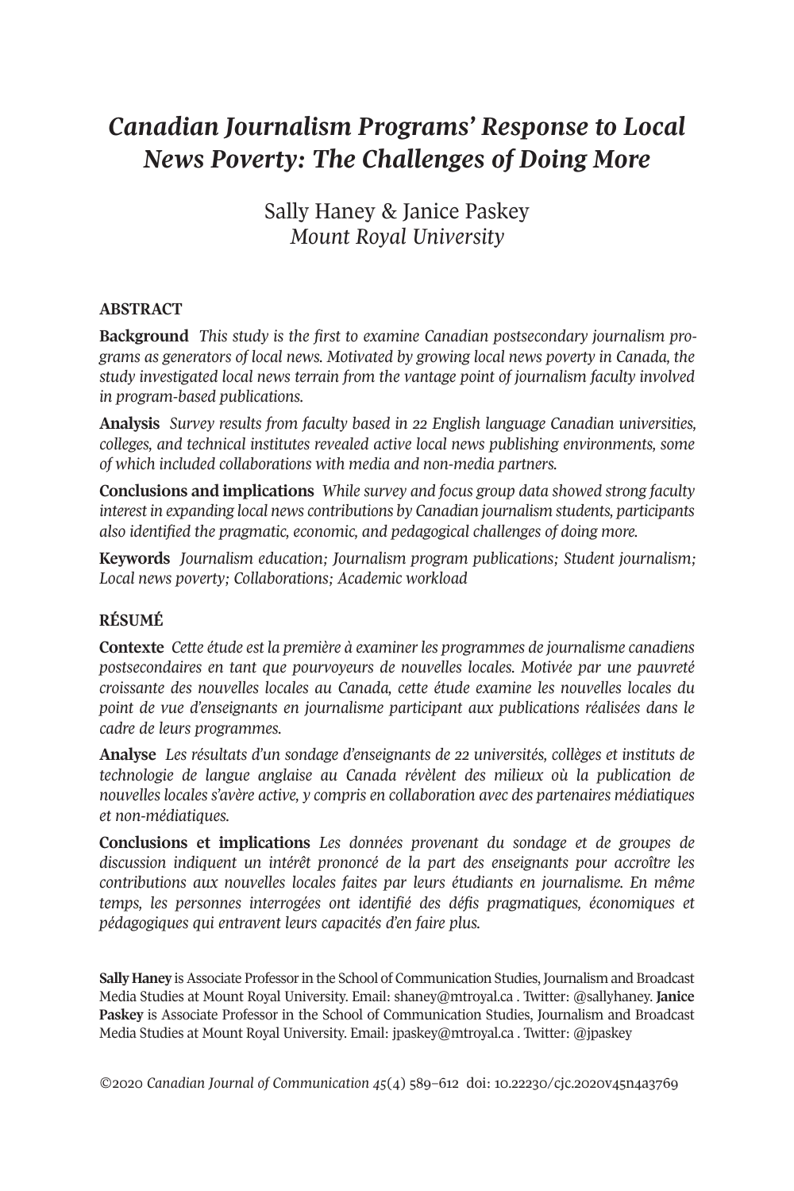# *Canadian Journalism Programs' Response to Local News Poverty: The Challenges of Doing More*

Sally Haney & Janice Paskey
*Mount Royal University*

## ABSTRACT

**Background** *This study is the first to examine Canadian postsecondary journalism programs as generators of local news. Motivated by growing local news poverty in Canada, the study investigated local news terrain from the vantage point of journalism faculty involved in program-based publications.*

**Analysis** *Survey results from faculty based in 22 English language Canadian universities, colleges, and technical institutes revealed active local news publishing environments, some of which included collaborations with media and non-media partners.*

**Conclusions and implications** *While survey and focus group data showed strong faculty interest in expanding local news contributions by Canadian journalism students, participants also identified the pragmatic, economic, and pedagogical challenges of doing more.*

**Keywords** *Journalism education; Journalism program publications; Student journalism; Local news poverty; Collaborations; Academic workload*

## RÉSUMÉ

**Contexte** *Cette étude est la première à examiner les programmes de journalisme canadiens postsecondaires en tant que pourvoyeurs de nouvelles locales. Motivée par une pauvreté croissante des nouvelles locales au Canada, cette étude examine les nouvelles locales du point de vue d'enseignants en journalisme participant aux publications réalisées dans le cadre de leurs programmes.*

**Analyse** *Les résultats d'un sondage d'enseignants de 22 universités, collèges et instituts de technologie de langue anglaise au Canada révèlent des milieux où la publication de nouvelles locales s'avère active, y compris en collaboration avec des partenaires médiatiques et non-médiatiques.*

**Conclusions et implications** *Les données provenant du sondage et de groupes de discussion indiquent un intérêt prononcé de la part des enseignants pour accroître les contributions aux nouvelles locales faites par leurs étudiants en journalisme. En même temps, les personnes interrogées ont identifié des défis pragmatiques, économiques et pédagogiques qui entravent leurs capacités d'en faire plus.*

**Sally Haney** is Associate Professor in the School of Communication Studies, Journalism and Broadcast Media Studies at Mount Royal University. Email: shaney@mtroyal.ca . Twitter: @sallyhaney. **Janice Paskey** is Associate Professor in the School of Communication Studies, Journalism and Broadcast Media Studies at Mount Royal University. Email: jpaskey@mtroyal.ca . Twitter: @jpaskey

©2020 *Canadian Journal of Communication 45*(4) 589–612 doi: 10.22230/cjc.2020v45n4a3769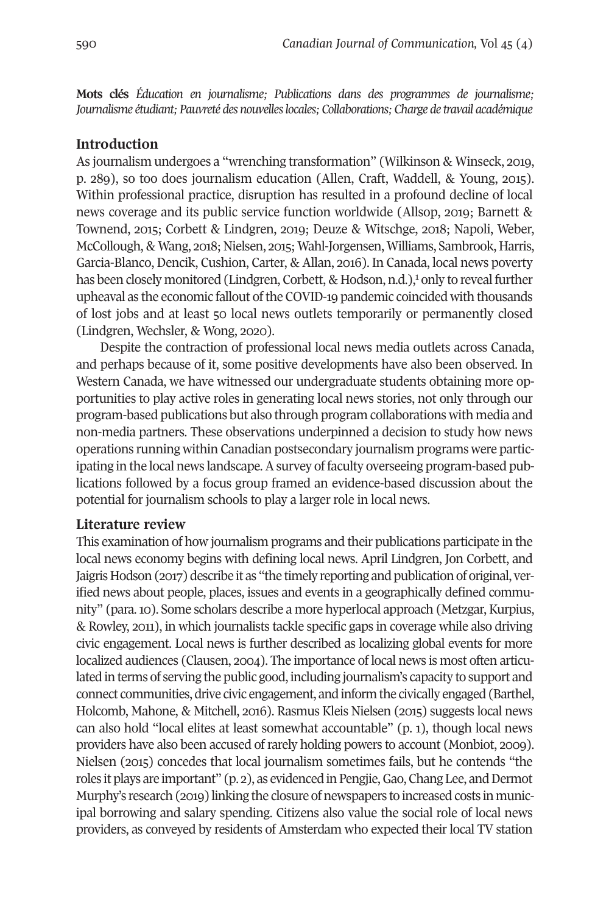**Mots clés** *Éducation en journalisme; Publications dans des programmes de journalisme; Journalisme étudiant; Pauvreté des nouvelles locales; Collaborations; Charge de travail académique*

## Introduction

As journalism undergoes a "wrenching transformation" (Wilkinson & Winseck, 2019, p. 289), so too does journalism education (Allen, Craft, Waddell, & Young, 2015). Within professional practice, disruption has resulted in a profound decline of local news coverage and its public service function worldwide (Allsop, 2019; Barnett & Townend, 2015; Corbett & Lindgren, 2019; Deuze & Witschge, 2018; Napoli, Weber, McCollough, & Wang, 2018; Nielsen, 2015; Wahl-Jorgensen, Williams, Sambrook, Harris, Garcia-Blanco, Dencik, Cushion, Carter, & Allan, 2016). In Canada, local news poverty has been closely monitored (Lindgren, Corbett, & Hodson, n.d.),[1] only to reveal further upheaval as the economic fallout of the COVID-19 pandemic coincided with thousands of lost jobs and at least 50 local news outlets temporarily or permanently closed (Lindgren, Wechsler, & Wong, 2020).

Despite the contraction of professional local news media outlets across Canada, and perhaps because of it, some positive developments have also been observed. In Western Canada, we have witnessed our undergraduate students obtaining more opportunities to play active roles in generating local news stories, not only through our program-based publications but also through program collaborations with media and non-media partners. These observations underpinned a decision to study how news operations running within Canadian postsecondary journalism programs were participating in the local news landscape. A survey of faculty overseeing program-based publications followed by a focus group framed an evidence-based discussion about the potential for journalism schools to play a larger role in local news.

## Literature review

This examination of how journalism programs and their publications participate in the local news economy begins with defining local news. April Lindgren, Jon Corbett, and Jaigris Hodson (2017) describe it as "the timely reporting and publication of original, verified news about people, places, issues and events in a geographically defined community" (para. 10). Some scholars describe a more hyperlocal approach (Metzgar, Kurpius, & Rowley, 2011), in which journalists tackle specific gaps in coverage while also driving civic engagement. Local news is further described as localizing global events for more localized audiences (Clausen, 2004). The importance of local news is most often articulated in terms of serving the public good, including journalism's capacity to support and connect communities, drive civic engagement, and inform the civically engaged (Barthel, Holcomb, Mahone, & Mitchell, 2016). Rasmus Kleis Nielsen (2015) suggests local news can also hold "local elites at least somewhat accountable" (p. 1), though local news providers have also been accused of rarely holding powers to account (Monbiot, 2009). Nielsen (2015) concedes that local journalism sometimes fails, but he contends "the roles it plays are important" (p. 2), as evidenced in Pengjie, Gao, Chang Lee, and Dermot Murphy's research (2019) linking the closure of newspapers to increased costs in municipal borrowing and salary spending. Citizens also value the social role of local news providers, as conveyed by residents of Amsterdam who expected their local TV station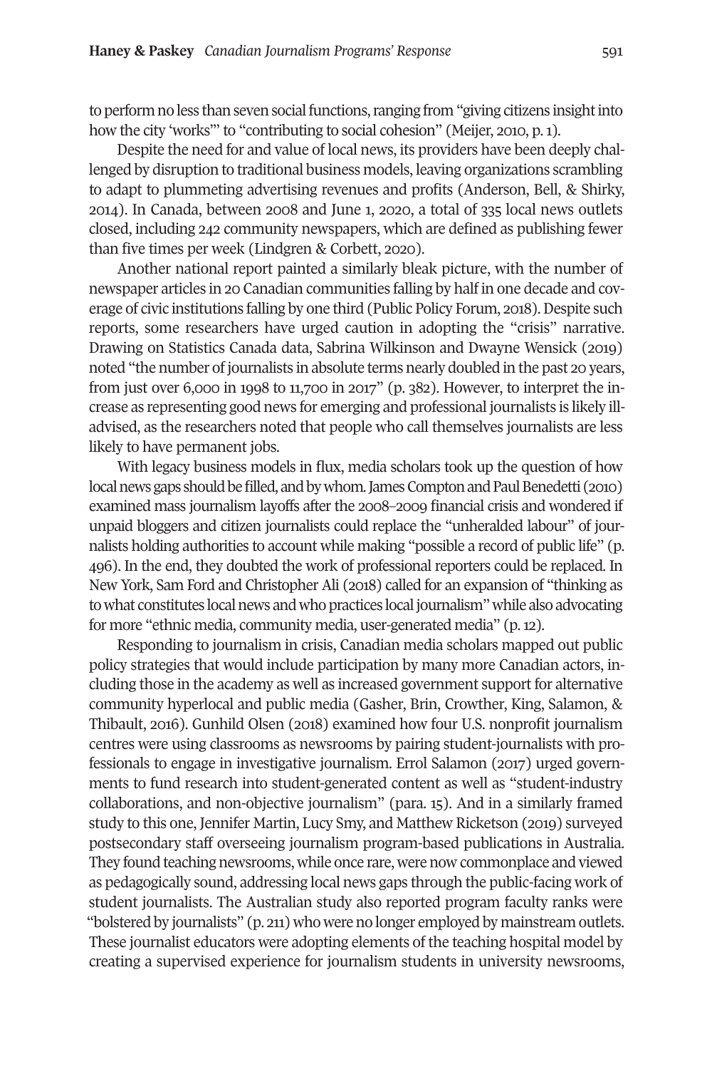to perform no less than seven social functions, ranging from "giving citizens insight into how the city 'works'" to "contributing to social cohesion" (Meijer, 2010, p. 1).

Despite the need for and value of local news, its providers have been deeply challenged by disruption to traditional business models, leaving organizations scrambling to adapt to plummeting advertising revenues and profits (Anderson, Bell, & Shirky, 2014). In Canada, between 2008 and June 1, 2020, a total of 335 local news outlets closed, including 242 community newspapers, which are defined as publishing fewer than five times per week (Lindgren & Corbett, 2020).

Another national report painted a similarly bleak picture, with the number of newspaper articles in 20 Canadian communities falling by half in one decade and coverage of civic institutions falling by one third (Public Policy Forum, 2018). Despite such reports, some researchers have urged caution in adopting the "crisis" narrative. Drawing on Statistics Canada data, Sabrina Wilkinson and Dwayne Wensick (2019) noted "the number of journalists in absolute terms nearly doubled in the past 20 years, from just over 6,000 in 1998 to 11,700 in 2017" (p. 382). However, to interpret the increase as representing good news for emerging and professional journalists is likely ill-advised, as the researchers noted that people who call themselves journalists are less likely to have permanent jobs.

With legacy business models in flux, media scholars took up the question of how local news gaps should be filled, and by whom. James Compton and Paul Benedetti (2010) examined mass journalism layoffs after the 2008–2009 financial crisis and wondered if unpaid bloggers and citizen journalists could replace the "unheralded labour" of journalists holding authorities to account while making "possible a record of public life" (p. 496). In the end, they doubted the work of professional reporters could be replaced. In New York, Sam Ford and Christopher Ali (2018) called for an expansion of "thinking as to what constitutes local news and who practices local journalism" while also advocating for more "ethnic media, community media, user-generated media" (p. 12).

Responding to journalism in crisis, Canadian media scholars mapped out public policy strategies that would include participation by many more Canadian actors, including those in the academy as well as increased government support for alternative community hyperlocal and public media (Gasher, Brin, Crowther, King, Salamon, & Thibault, 2016). Gunhild Olsen (2018) examined how four U.S. nonprofit journalism centres were using classrooms as newsrooms by pairing student-journalists with professionals to engage in investigative journalism. Errol Salamon (2017) urged governments to fund research into student-generated content as well as "student-industry collaborations, and non-objective journalism" (para. 15). And in a similarly framed study to this one, Jennifer Martin, Lucy Smy, and Matthew Ricketson (2019) surveyed postsecondary staff overseeing journalism program-based publications in Australia. They found teaching newsrooms, while once rare, were now commonplace and viewed as pedagogically sound, addressing local news gaps through the public-facing work of student journalists. The Australian study also reported program faculty ranks were "bolstered by journalists" (p. 211) who were no longer employed by mainstream outlets. These journalist educators were adopting elements of the teaching hospital model by creating a supervised experience for journalism students in university newsrooms,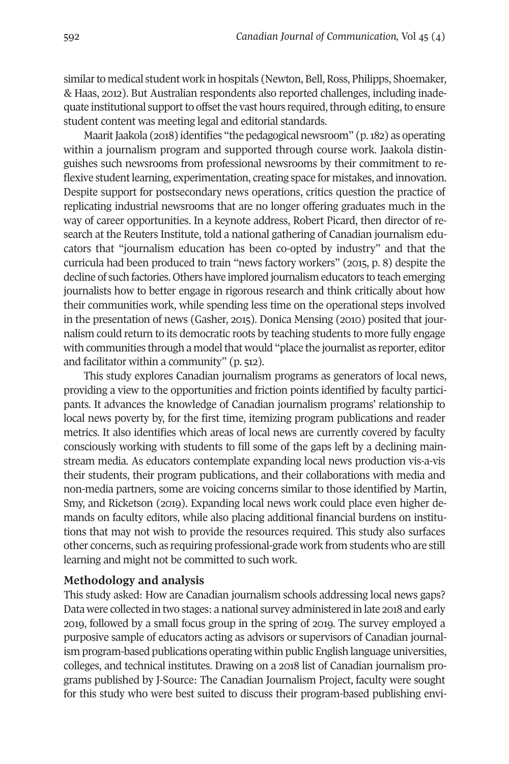similar to medical student work in hospitals (Newton, Bell, Ross, Philipps, Shoemaker, & Haas, 2012). But Australian respondents also reported challenges, including inadequate institutional support to offset the vast hours required, through editing, to ensure student content was meeting legal and editorial standards.

Maarit Jaakola (2018) identifies "the pedagogical newsroom" (p. 182) as operating within a journalism program and supported through course work. Jaakola distinguishes such newsrooms from professional newsrooms by their commitment to reflexive student learning, experimentation, creating space for mistakes, and innovation. Despite support for postsecondary news operations, critics question the practice of replicating industrial newsrooms that are no longer offering graduates much in the way of career opportunities. In a keynote address, Robert Picard, then director of research at the Reuters Institute, told a national gathering of Canadian journalism educators that "journalism education has been co-opted by industry" and that the curricula had been produced to train "news factory workers" (2015, p. 8) despite the decline of such factories. Others have implored journalism educators to teach emerging journalists how to better engage in rigorous research and think critically about how their communities work, while spending less time on the operational steps involved in the presentation of news (Gasher, 2015). Donica Mensing (2010) posited that journalism could return to its democratic roots by teaching students to more fully engage with communities through a model that would "place the journalist as reporter, editor and facilitator within a community" (p. 512).

This study explores Canadian journalism programs as generators of local news, providing a view to the opportunities and friction points identified by faculty participants. It advances the knowledge of Canadian journalism programs' relationship to local news poverty by, for the first time, itemizing program publications and reader metrics. It also identifies which areas of local news are currently covered by faculty consciously working with students to fill some of the gaps left by a declining mainstream media. As educators contemplate expanding local news production vis-a-vis their students, their program publications, and their collaborations with media and non-media partners, some are voicing concerns similar to those identified by Martin, Smy, and Ricketson (2019). Expanding local news work could place even higher demands on faculty editors, while also placing additional financial burdens on institutions that may not wish to provide the resources required. This study also surfaces other concerns, such as requiring professional-grade work from students who are still learning and might not be committed to such work.

## Methodology and analysis

This study asked: How are Canadian journalism schools addressing local news gaps? Data were collected in two stages: a national survey administered in late 2018 and early 2019, followed by a small focus group in the spring of 2019. The survey employed a purposive sample of educators acting as advisors or supervisors of Canadian journalism program-based publications operating within public English language universities, colleges, and technical institutes. Drawing on a 2018 list of Canadian journalism programs published by J-Source: The Canadian Journalism Project, faculty were sought for this study who were best suited to discuss their program-based publishing envi-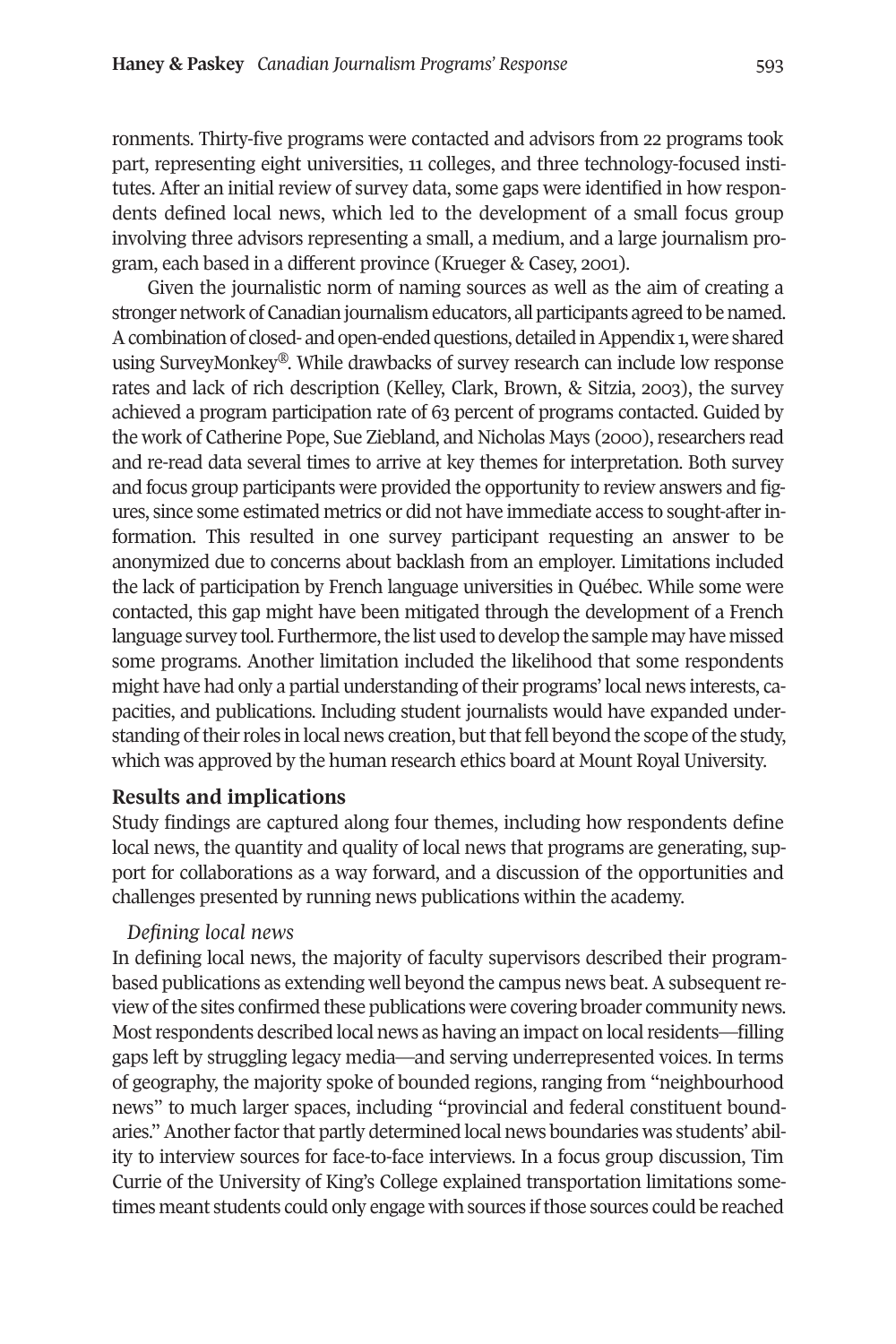ronments. Thirty-five programs were contacted and advisors from 22 programs took part, representing eight universities, 11 colleges, and three technology-focused institutes. After an initial review of survey data, some gaps were identified in how respondents defined local news, which led to the development of a small focus group involving three advisors representing a small, a medium, and a large journalism program, each based in a different province (Krueger & Casey, 2001).

Given the journalistic norm of naming sources as well as the aim of creating a stronger network of Canadian journalism educators, all participants agreed to be named. A combination of closed- and open-ended questions, detailed in Appendix 1, were shared using SurveyMonkey®. While drawbacks of survey research can include low response rates and lack of rich description (Kelley, Clark, Brown, & Sitzia, 2003), the survey achieved a program participation rate of 63 percent of programs contacted. Guided by the work of Catherine Pope, Sue Ziebland, and Nicholas Mays (2000), researchers read and re-read data several times to arrive at key themes for interpretation. Both survey and focus group participants were provided the opportunity to review answers and figures, since some estimated metrics or did not have immediate access to sought-after information. This resulted in one survey participant requesting an answer to be anonymized due to concerns about backlash from an employer. Limitations included the lack of participation by French language universities in Québec. While some were contacted, this gap might have been mitigated through the development of a French language survey tool. Furthermore, the list used to develop the sample may have missed some programs. Another limitation included the likelihood that some respondents might have had only a partial understanding of their programs' local news interests, capacities, and publications. Including student journalists would have expanded understanding of their roles in local news creation, but that fell beyond the scope of the study, which was approved by the human research ethics board at Mount Royal University.

## Results and implications

Study findings are captured along four themes, including how respondents define local news, the quantity and quality of local news that programs are generating, support for collaborations as a way forward, and a discussion of the opportunities and challenges presented by running news publications within the academy.

### *Defining local news*

In defining local news, the majority of faculty supervisors described their program-based publications as extending well beyond the campus news beat. A subsequent review of the sites confirmed these publications were covering broader community news. Most respondents described local news as having an impact on local residents—filling gaps left by struggling legacy media—and serving underrepresented voices. In terms of geography, the majority spoke of bounded regions, ranging from "neighbourhood news" to much larger spaces, including "provincial and federal constituent boundaries." Another factor that partly determined local news boundaries was students' ability to interview sources for face-to-face interviews. In a focus group discussion, Tim Currie of the University of King's College explained transportation limitations sometimes meant students could only engage with sources if those sources could be reached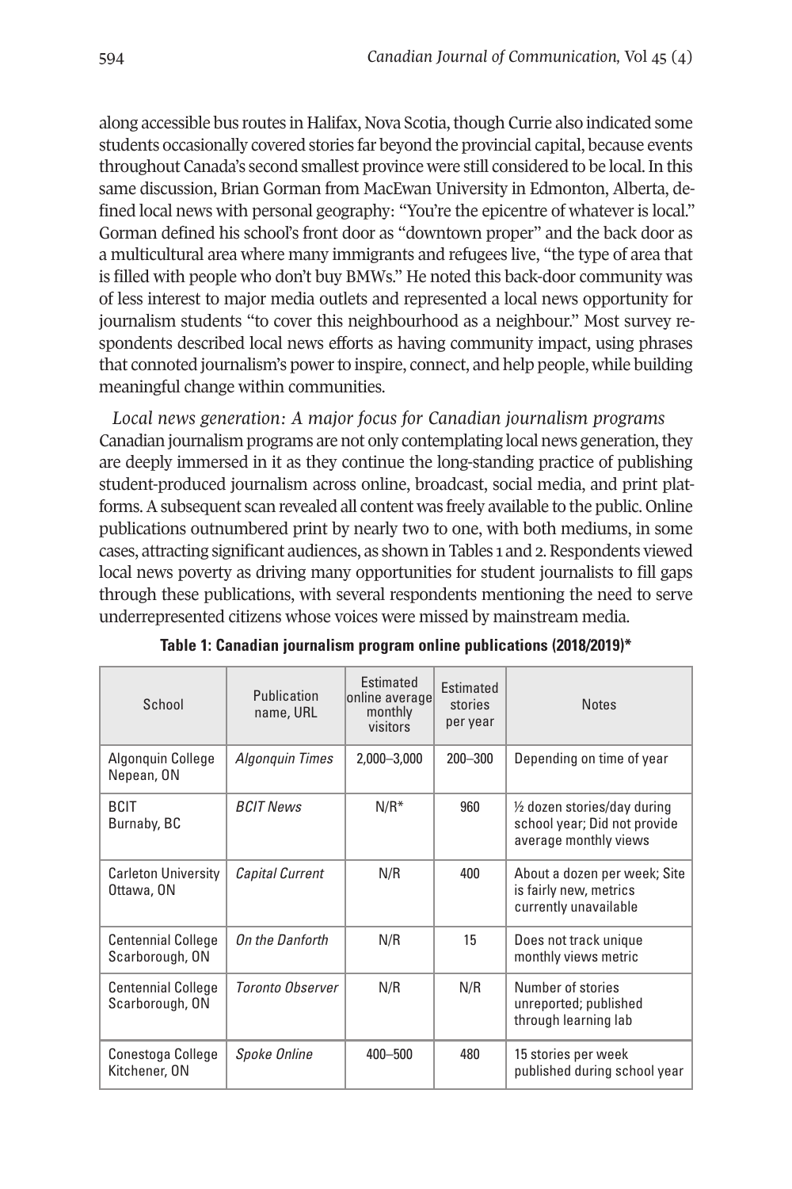along accessible bus routes in Halifax, Nova Scotia, though Currie also indicated some students occasionally covered stories far beyond the provincial capital, because events throughout Canada's second smallest province were still considered to be local. In this same discussion, Brian Gorman from MacEwan University in Edmonton, Alberta, defined local news with personal geography: "You're the epicentre of whatever is local." Gorman defined his school's front door as "downtown proper" and the back door as a multicultural area where many immigrants and refugees live, "the type of area that is filled with people who don't buy BMWs." He noted this back-door community was of less interest to major media outlets and represented a local news opportunity for journalism students "to cover this neighbourhood as a neighbour." Most survey respondents described local news efforts as having community impact, using phrases that connoted journalism's power to inspire, connect, and help people, while building meaningful change within communities.

*Local news generation: A major focus for Canadian journalism programs*

Canadian journalism programs are not only contemplating local news generation, they are deeply immersed in it as they continue the long-standing practice of publishing student-produced journalism across online, broadcast, social media, and print platforms. A subsequent scan revealed all content was freely available to the public. Online publications outnumbered print by nearly two to one, with both mediums, in some cases, attracting significant audiences, as shown in Tables 1 and 2. Respondents viewed local news poverty as driving many opportunities for student journalists to fill gaps through these publications, with several respondents mentioning the need to serve underrepresented citizens whose voices were missed by mainstream media.

**Table 1: Canadian journalism program online publications (2018/2019)\***

| School | Publication name, URL | Estimated online average monthly visitors | Estimated stories per year | Notes |
|---|---|---|---|---|
| Algonquin College Nepean, ON | *Algonquin Times* | 2,000–3,000 | 200–300 | Depending on time of year |
| BCIT Burnaby, BC | *BCIT News* | N/R* | 960 | ½ dozen stories/day during school year; Did not provide average monthly views |
| Carleton University Ottawa, ON | *Capital Current* | N/R | 400 | About a dozen per week; Site is fairly new, metrics currently unavailable |
| Centennial College Scarborough, ON | *On the Danforth* | N/R | 15 | Does not track unique monthly views metric |
| Centennial College Scarborough, ON | *Toronto Observer* | N/R | N/R | Number of stories unreported; published through learning lab |
| Conestoga College Kitchener, ON | *Spoke Online* | 400–500 | 480 | 15 stories per week published during school year |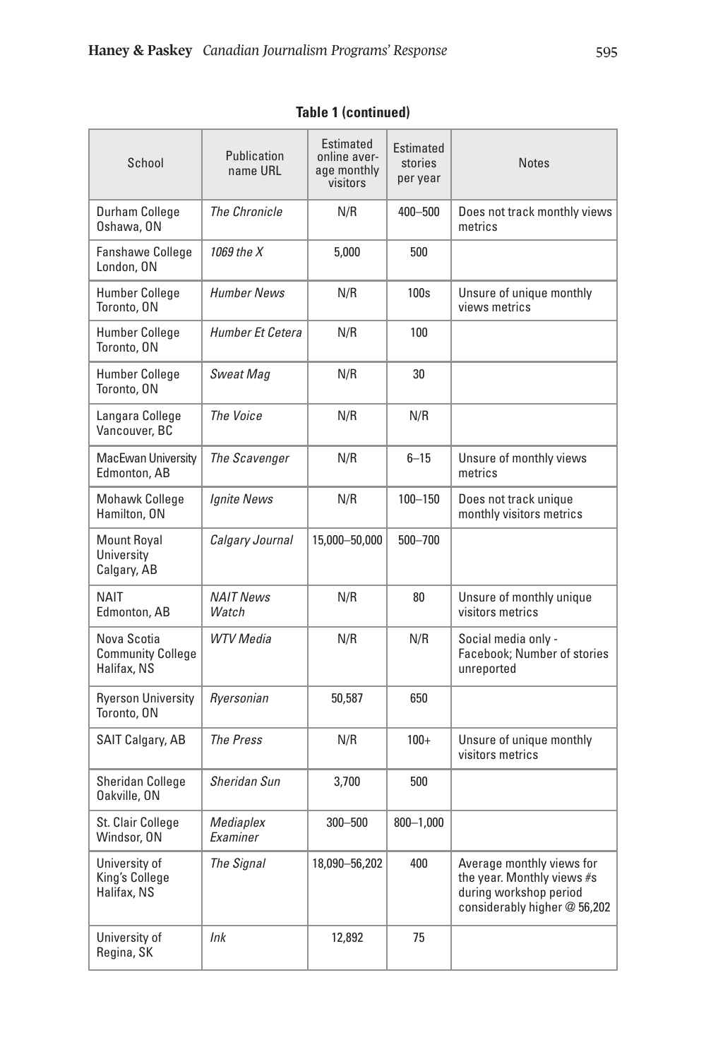**Table 1 (continued)**

| School | Publication name URL | Estimated online average monthly visitors | Estimated stories per year | Notes |
|---|---|---|---|---|
| Durham College Oshawa, ON | *The Chronicle* | N/R | 400–500 | Does not track monthly views metrics |
| Fanshawe College London, ON | *1069 the X* | 5,000 | 500 | |
| Humber College Toronto, ON | *Humber News* | N/R | 100s | Unsure of unique monthly views metrics |
| Humber College Toronto, ON | *Humber Et Cetera* | N/R | 100 | |
| Humber College Toronto, ON | *Sweat Mag* | N/R | 30 | |
| Langara College Vancouver, BC | *The Voice* | N/R | N/R | |
| MacEwan University Edmonton, AB | *The Scavenger* | N/R | 6–15 | Unsure of monthly views metrics |
| Mohawk College Hamilton, ON | *Ignite News* | N/R | 100–150 | Does not track unique monthly visitors metrics |
| Mount Royal University Calgary, AB | *Calgary Journal* | 15,000–50,000 | 500–700 | |
| NAIT Edmonton, AB | *NAIT News Watch* | N/R | 80 | Unsure of monthly unique visitors metrics |
| Nova Scotia Community College Halifax, NS | *WTV Media* | N/R | N/R | Social media only - Facebook; Number of stories unreported |
| Ryerson University Toronto, ON | *Ryersonian* | 50,587 | 650 | |
| SAIT Calgary, AB | *The Press* | N/R | 100+ | Unsure of unique monthly visitors metrics |
| Sheridan College Oakville, ON | *Sheridan Sun* | 3,700 | 500 | |
| St. Clair College Windsor, ON | *Mediaplex Examiner* | 300–500 | 800–1,000 | |
| University of King's College Halifax, NS | *The Signal* | 18,090–56,202 | 400 | Average monthly views for the year. Monthly views #s during workshop period considerably higher @ 56,202 |
| University of Regina, SK | *Ink* | 12,892 | 75 | |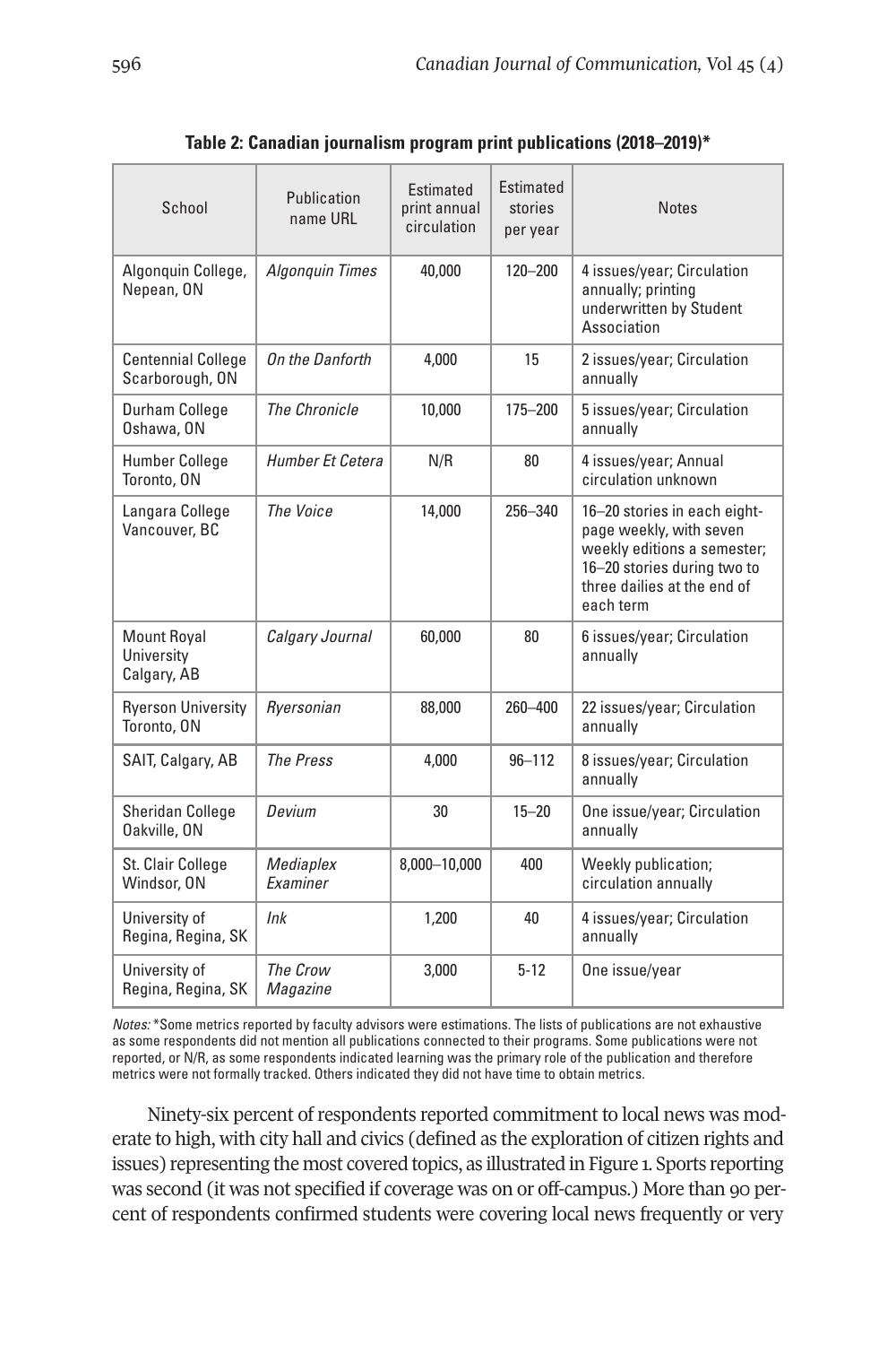**Table 2: Canadian journalism program print publications (2018–2019)***

| School | Publication name URL | Estimated print annual circulation | Estimated stories per year | Notes |
|---|---|---|---|---|
| Algonquin College, Nepean, ON | *Algonquin Times* | 40,000 | 120–200 | 4 issues/year; Circulation annually; printing underwritten by Student Association |
| Centennial College Scarborough, ON | *On the Danforth* | 4,000 | 15 | 2 issues/year; Circulation annually |
| Durham College Oshawa, ON | *The Chronicle* | 10,000 | 175–200 | 5 issues/year; Circulation annually |
| Humber College Toronto, ON | *Humber Et Cetera* | N/R | 80 | 4 issues/year; Annual circulation unknown |
| Langara College Vancouver, BC | *The Voice* | 14,000 | 256–340 | 16–20 stories in each eight-page weekly, with seven weekly editions a semester; 16–20 stories during two to three dailies at the end of each term |
| Mount Royal University Calgary, AB | *Calgary Journal* | 60,000 | 80 | 6 issues/year; Circulation annually |
| Ryerson University Toronto, ON | *Ryersonian* | 88,000 | 260–400 | 22 issues/year; Circulation annually |
| SAIT, Calgary, AB | *The Press* | 4,000 | 96–112 | 8 issues/year; Circulation annually |
| Sheridan College Oakville, ON | *Devium* | 30 | 15–20 | One issue/year; Circulation annually |
| St. Clair College Windsor, ON | *Mediaplex Examiner* | 8,000–10,000 | 400 | Weekly publication; circulation annually |
| University of Regina, Regina, SK | *Ink* | 1,200 | 40 | 4 issues/year; Circulation annually |
| University of Regina, Regina, SK | *The Crow Magazine* | 3,000 | 5-12 | One issue/year |

*Notes:* *Some metrics reported by faculty advisors were estimations. The lists of publications are not exhaustive as some respondents did not mention all publications connected to their programs. Some publications were not reported, or N/R, as some respondents indicated learning was the primary role of the publication and therefore metrics were not formally tracked. Others indicated they did not have time to obtain metrics.

Ninety-six percent of respondents reported commitment to local news was moderate to high, with city hall and civics (defined as the exploration of citizen rights and issues) representing the most covered topics, as illustrated in Figure 1. Sports reporting was second (it was not specified if coverage was on or off-campus.) More than 90 percent of respondents confirmed students were covering local news frequently or very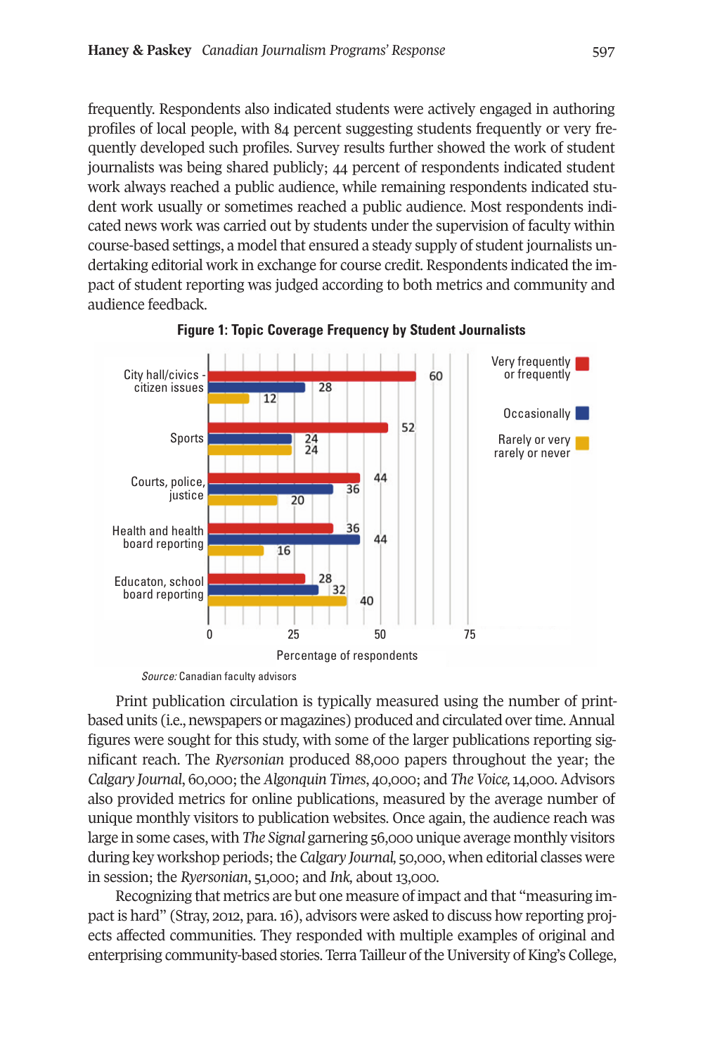frequently. Respondents also indicated students were actively engaged in authoring profiles of local people, with 84 percent suggesting students frequently or very frequently developed such profiles. Survey results further showed the work of student journalists was being shared publicly; 44 percent of respondents indicated student work always reached a public audience, while remaining respondents indicated student work usually or sometimes reached a public audience. Most respondents indicated news work was carried out by students under the supervision of faculty within course-based settings, a model that ensured a steady supply of student journalists undertaking editorial work in exchange for course credit. Respondents indicated the impact of student reporting was judged according to both metrics and community and audience feedback.

**Figure 1: Topic Coverage Frequency by Student Journalists**

| Topic | Very frequently or frequently | Occasionally | Rarely or very rarely or never |
| --- | --- | --- | --- |
| City hall/civics - citizen issues | 60 | 28 | 12 |
| Sports | 52 | 24 | 24 |
| Courts, police, justice | 44 | 36 | 20 |
| Health and health board reporting | 36 | 44 | 16 |
| Educaton, school board reporting | 28 | 32 | 40 |

Percentage of respondents

*Source:* Canadian faculty advisors

Print publication circulation is typically measured using the number of print-based units (i.e., newspapers or magazines) produced and circulated over time. Annual figures were sought for this study, with some of the larger publications reporting significant reach. The *Ryersonian* produced 88,000 papers throughout the year; the *Calgary Journal*, 60,000; the *Algonquin Times*, 40,000; and *The Voice,* 14,000. Advisors also provided metrics for online publications, measured by the average number of unique monthly visitors to publication websites. Once again, the audience reach was large in some cases, with *The Signal* garnering 56,000 unique average monthly visitors during key workshop periods; the *Calgary Journal,* 50,000, when editorial classes were in session; the *Ryersonian*, 51,000; and *Ink,* about 13,000.

Recognizing that metrics are but one measure of impact and that "measuring impact is hard" (Stray, 2012, para. 16), advisors were asked to discuss how reporting projects affected communities. They responded with multiple examples of original and enterprising community-based stories. Terra Tailleur of the University of King's College,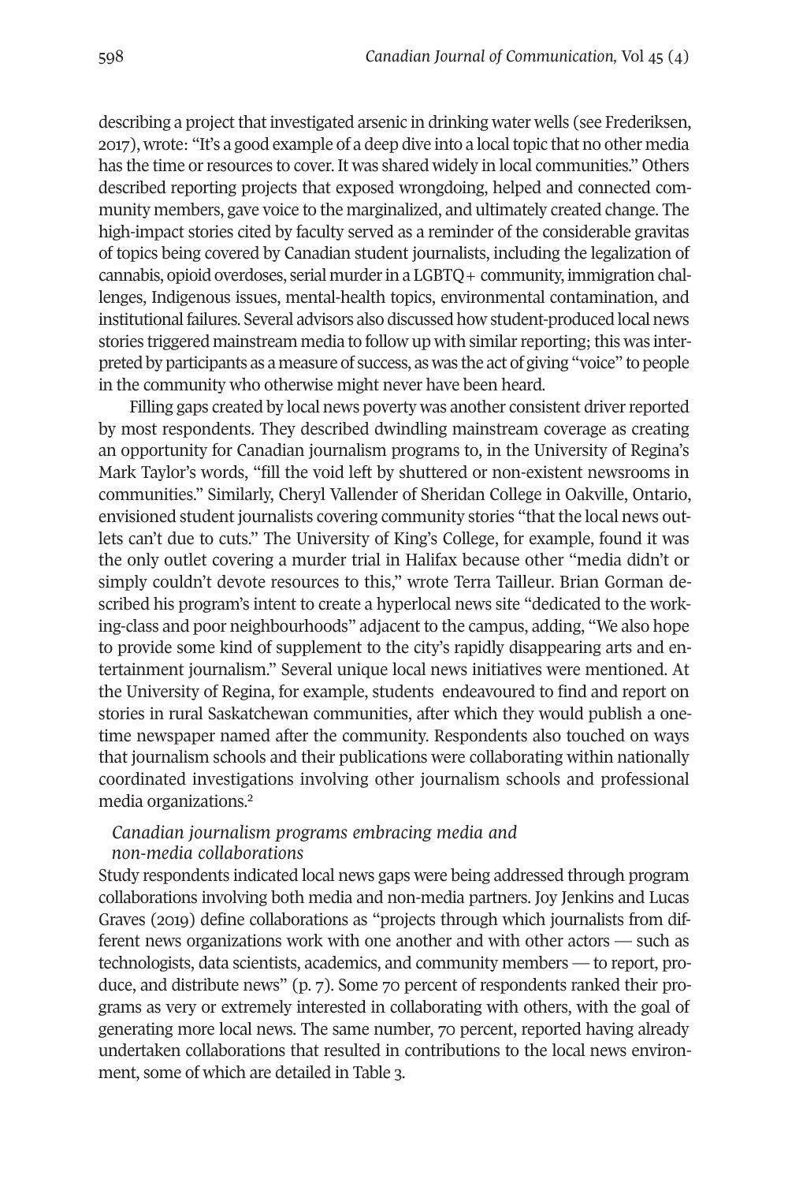describing a project that investigated arsenic in drinking water wells (see Frederiksen, 2017), wrote: "It's a good example of a deep dive into a local topic that no other media has the time or resources to cover. It was shared widely in local communities." Others described reporting projects that exposed wrongdoing, helped and connected community members, gave voice to the marginalized, and ultimately created change. The high-impact stories cited by faculty served as a reminder of the considerable gravitas of topics being covered by Canadian student journalists, including the legalization of cannabis, opioid overdoses, serial murder in a LGBTQ+ community, immigration challenges, Indigenous issues, mental-health topics, environmental contamination, and institutional failures. Several advisors also discussed how student-produced local news stories triggered mainstream media to follow up with similar reporting; this was interpreted by participants as a measure of success, as was the act of giving "voice" to people in the community who otherwise might never have been heard.

Filling gaps created by local news poverty was another consistent driver reported by most respondents. They described dwindling mainstream coverage as creating an opportunity for Canadian journalism programs to, in the University of Regina's Mark Taylor's words, "fill the void left by shuttered or non-existent newsrooms in communities." Similarly, Cheryl Vallender of Sheridan College in Oakville, Ontario, envisioned student journalists covering community stories "that the local news outlets can't due to cuts." The University of King's College, for example, found it was the only outlet covering a murder trial in Halifax because other "media didn't or simply couldn't devote resources to this," wrote Terra Tailleur. Brian Gorman described his program's intent to create a hyperlocal news site "dedicated to the working-class and poor neighbourhoods" adjacent to the campus, adding, "We also hope to provide some kind of supplement to the city's rapidly disappearing arts and entertainment journalism." Several unique local news initiatives were mentioned. At the University of Regina, for example, students endeavoured to find and report on stories in rural Saskatchewan communities, after which they would publish a one-time newspaper named after the community. Respondents also touched on ways that journalism schools and their publications were collaborating within nationally coordinated investigations involving other journalism schools and professional media organizations.[2]

### *Canadian journalism programs embracing media and non-media collaborations*

Study respondents indicated local news gaps were being addressed through program collaborations involving both media and non-media partners. Joy Jenkins and Lucas Graves (2019) define collaborations as "projects through which journalists from different news organizations work with one another and with other actors — such as technologists, data scientists, academics, and community members — to report, produce, and distribute news" (p. 7). Some 70 percent of respondents ranked their programs as very or extremely interested in collaborating with others, with the goal of generating more local news. The same number, 70 percent, reported having already undertaken collaborations that resulted in contributions to the local news environment, some of which are detailed in Table 3.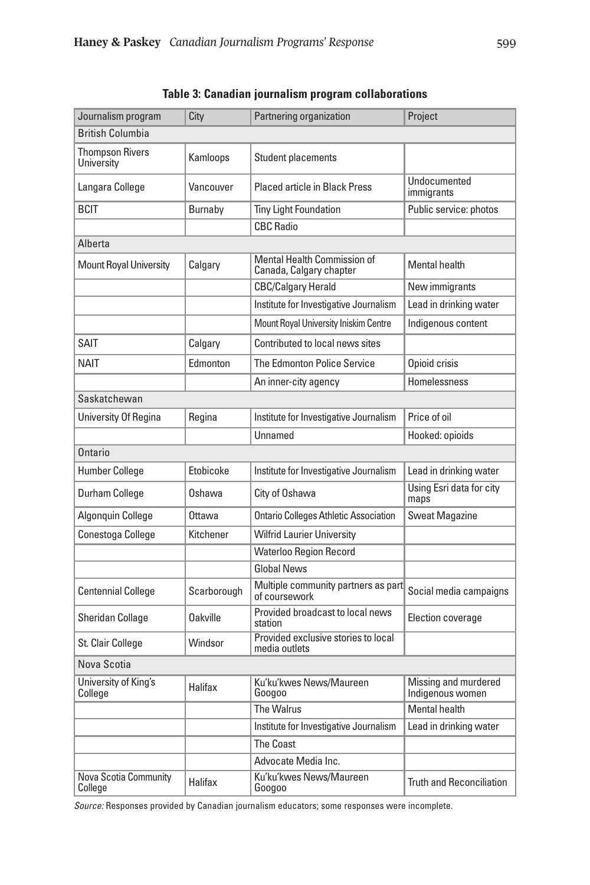**Table 3: Canadian journalism program collaborations**

| Journalism program | City | Partnering organization | Project |
|---|---|---|---|
| British Columbia | | | |
| Thompson Rivers University | Kamloops | Student placements | |
| Langara College | Vancouver | Placed article in Black Press | Undocumented immigrants |
| BCIT | Burnaby | Tiny Light Foundation | Public service: photos |
| | | CBC Radio | |
| Alberta | | | |
| Mount Royal University | Calgary | Mental Health Commission of Canada, Calgary chapter | Mental health |
| | | CBC/Calgary Herald | New immigrants |
| | | Institute for Investigative Journalism | Lead in drinking water |
| | | Mount Royal University Iniskim Centre | Indigenous content |
| SAIT | Calgary | Contributed to local news sites | |
| NAIT | Edmonton | The Edmonton Police Service | Opioid crisis |
| | | An inner-city agency | Homelessness |
| Saskatchewan | | | |
| University Of Regina | Regina | Institute for Investigative Journalism | Price of oil |
| | | Unnamed | Hooked: opioids |
| Ontario | | | |
| Humber College | Etobicoke | Institute for Investigative Journalism | Lead in drinking water |
| Durham College | Oshawa | City of Oshawa | Using Esri data for city maps |
| Algonquin College | Ottawa | Ontario Colleges Athletic Association | Sweat Magazine |
| Conestoga College | Kitchener | Wilfrid Laurier University | |
| | | Waterloo Region Record | |
| | | Global News | |
| Centennial College | Scarborough | Multiple community partners as part of coursework | Social media campaigns |
| Sheridan Collage | Oakville | Provided broadcast to local news station | Election coverage |
| St. Clair College | Windsor | Provided exclusive stories to local media outlets | |
| Nova Scotia | | | |
| University of King's College | Halifax | Ku'ku'kwes News/Maureen Googoo | Missing and murdered Indigenous women |
| | | The Walrus | Mental health |
| | | Institute for Investigative Journalism | Lead in drinking water |
| | | The Coast | |
| | | Advocate Media Inc. | |
| Nova Scotia Community College | Halifax | Ku'ku'kwes News/Maureen Googoo | Truth and Reconciliation |

*Source:* Responses provided by Canadian journalism educators; some responses were incomplete.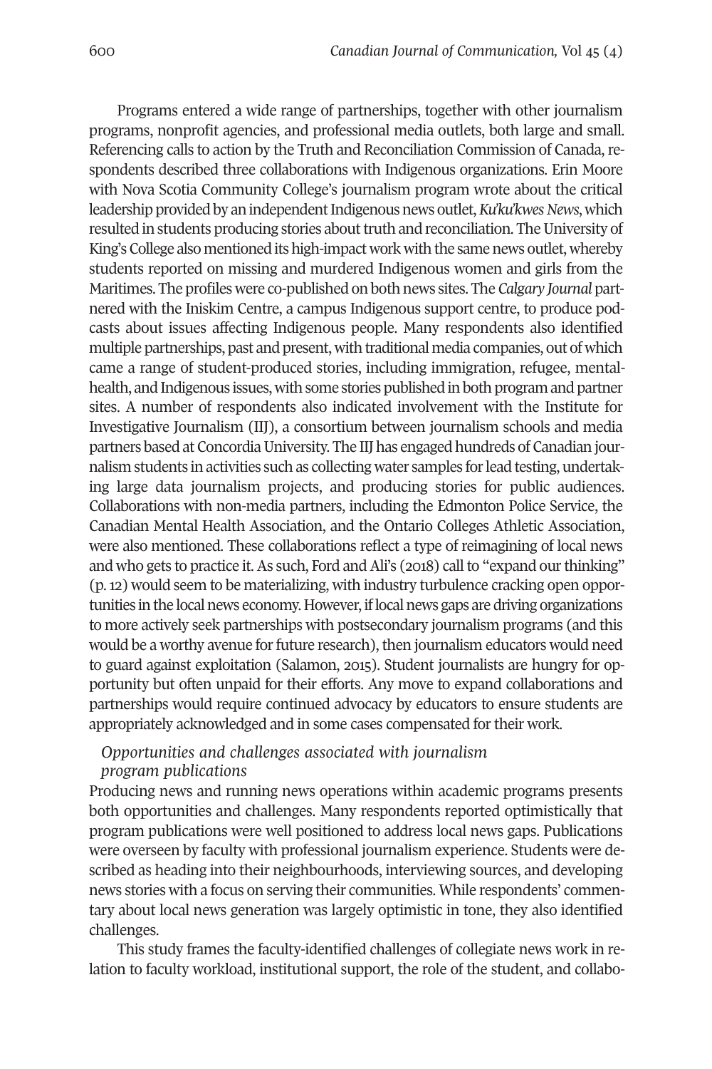Programs entered a wide range of partnerships, together with other journalism programs, nonprofit agencies, and professional media outlets, both large and small. Referencing calls to action by the Truth and Reconciliation Commission of Canada, respondents described three collaborations with Indigenous organizations. Erin Moore with Nova Scotia Community College's journalism program wrote about the critical leadership provided by an independent Indigenous news outlet, *Ku'ku'kwes News*, which resulted in students producing stories about truth and reconciliation. The University of King's College also mentioned its high-impact work with the same news outlet, whereby students reported on missing and murdered Indigenous women and girls from the Maritimes. The profiles were co-published on both news sites. The *Calgary Journal* partnered with the Iniskim Centre, a campus Indigenous support centre, to produce podcasts about issues affecting Indigenous people. Many respondents also identified multiple partnerships, past and present, with traditional media companies, out of which came a range of student-produced stories, including immigration, refugee, mental-health, and Indigenous issues, with some stories published in both program and partner sites. A number of respondents also indicated involvement with the Institute for Investigative Journalism (IIJ), a consortium between journalism schools and media partners based at Concordia University. The IIJ has engaged hundreds of Canadian journalism students in activities such as collecting water samples for lead testing, undertaking large data journalism projects, and producing stories for public audiences. Collaborations with non-media partners, including the Edmonton Police Service, the Canadian Mental Health Association, and the Ontario Colleges Athletic Association, were also mentioned. These collaborations reflect a type of reimagining of local news and who gets to practice it. As such, Ford and Ali's (2018) call to "expand our thinking" (p. 12) would seem to be materializing, with industry turbulence cracking open opportunities in the local news economy. However, if local news gaps are driving organizations to more actively seek partnerships with postsecondary journalism programs (and this would be a worthy avenue for future research), then journalism educators would need to guard against exploitation (Salamon, 2015). Student journalists are hungry for opportunity but often unpaid for their efforts. Any move to expand collaborations and partnerships would require continued advocacy by educators to ensure students are appropriately acknowledged and in some cases compensated for their work.

### *Opportunities and challenges associated with journalism program publications*

Producing news and running news operations within academic programs presents both opportunities and challenges. Many respondents reported optimistically that program publications were well positioned to address local news gaps. Publications were overseen by faculty with professional journalism experience. Students were described as heading into their neighbourhoods, interviewing sources, and developing news stories with a focus on serving their communities. While respondents' commentary about local news generation was largely optimistic in tone, they also identified challenges.

This study frames the faculty-identified challenges of collegiate news work in relation to faculty workload, institutional support, the role of the student, and collabo-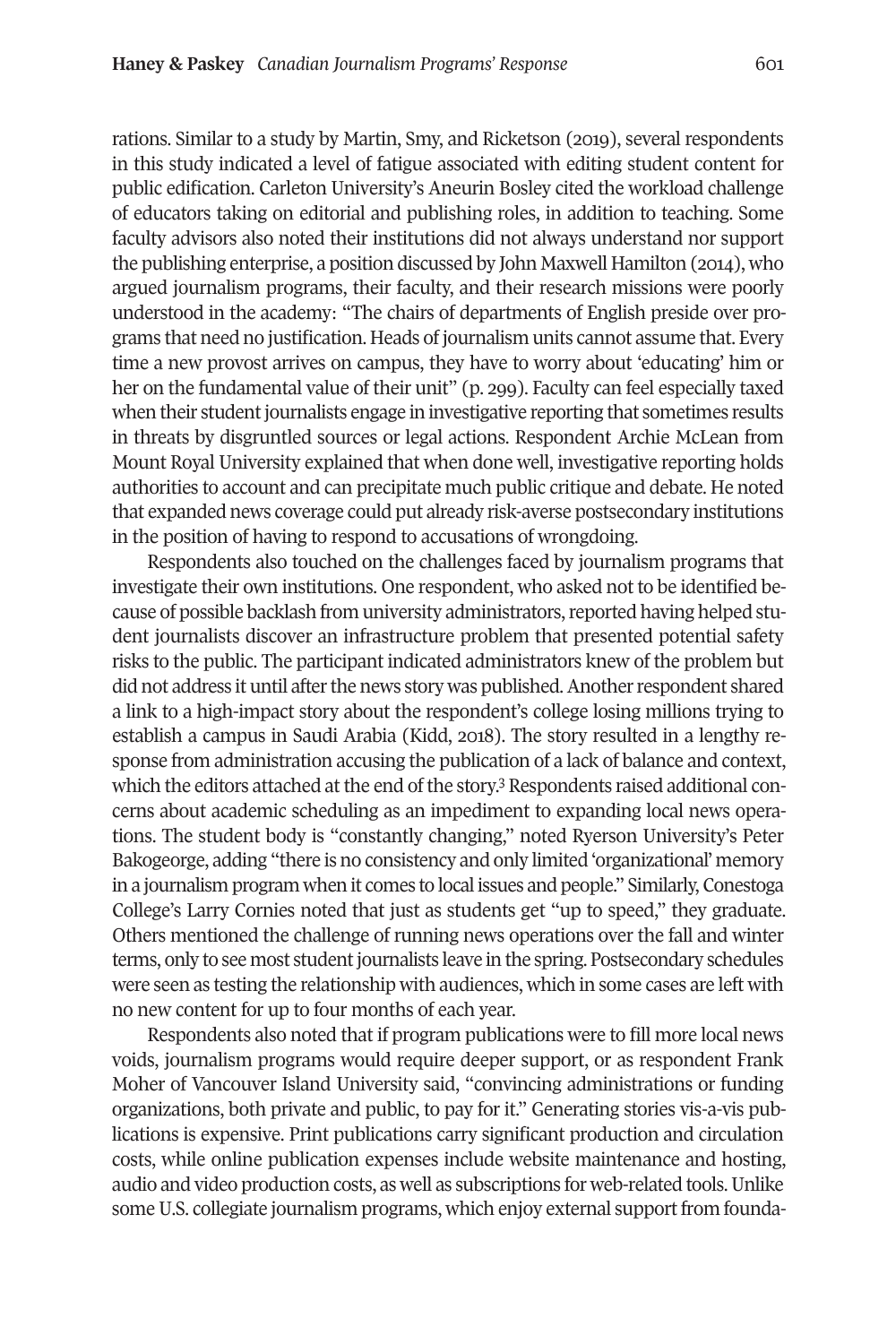rations. Similar to a study by Martin, Smy, and Ricketson (2019), several respondents in this study indicated a level of fatigue associated with editing student content for public edification. Carleton University's Aneurin Bosley cited the workload challenge of educators taking on editorial and publishing roles, in addition to teaching. Some faculty advisors also noted their institutions did not always understand nor support the publishing enterprise, a position discussed by John Maxwell Hamilton (2014), who argued journalism programs, their faculty, and their research missions were poorly understood in the academy: "The chairs of departments of English preside over programs that need no justification. Heads of journalism units cannot assume that. Every time a new provost arrives on campus, they have to worry about 'educating' him or her on the fundamental value of their unit" (p. 299). Faculty can feel especially taxed when their student journalists engage in investigative reporting that sometimes results in threats by disgruntled sources or legal actions. Respondent Archie McLean from Mount Royal University explained that when done well, investigative reporting holds authorities to account and can precipitate much public critique and debate. He noted that expanded news coverage could put already risk-averse postsecondary institutions in the position of having to respond to accusations of wrongdoing.

Respondents also touched on the challenges faced by journalism programs that investigate their own institutions. One respondent, who asked not to be identified because of possible backlash from university administrators, reported having helped student journalists discover an infrastructure problem that presented potential safety risks to the public. The participant indicated administrators knew of the problem but did not address it until after the news story was published. Another respondent shared a link to a high-impact story about the respondent's college losing millions trying to establish a campus in Saudi Arabia (Kidd, 2018). The story resulted in a lengthy response from administration accusing the publication of a lack of balance and context, which the editors attached at the end of the story.[3] Respondents raised additional concerns about academic scheduling as an impediment to expanding local news operations. The student body is "constantly changing," noted Ryerson University's Peter Bakogeorge, adding "there is no consistency and only limited 'organizational' memory in a journalism program when it comes to local issues and people." Similarly, Conestoga College's Larry Cornies noted that just as students get "up to speed," they graduate. Others mentioned the challenge of running news operations over the fall and winter terms, only to see most student journalists leave in the spring. Postsecondary schedules were seen as testing the relationship with audiences, which in some cases are left with no new content for up to four months of each year.

Respondents also noted that if program publications were to fill more local news voids, journalism programs would require deeper support, or as respondent Frank Moher of Vancouver Island University said, "convincing administrations or funding organizations, both private and public, to pay for it." Generating stories vis-a-vis publications is expensive. Print publications carry significant production and circulation costs, while online publication expenses include website maintenance and hosting, audio and video production costs, as well as subscriptions for web-related tools. Unlike some U.S. collegiate journalism programs, which enjoy external support from founda-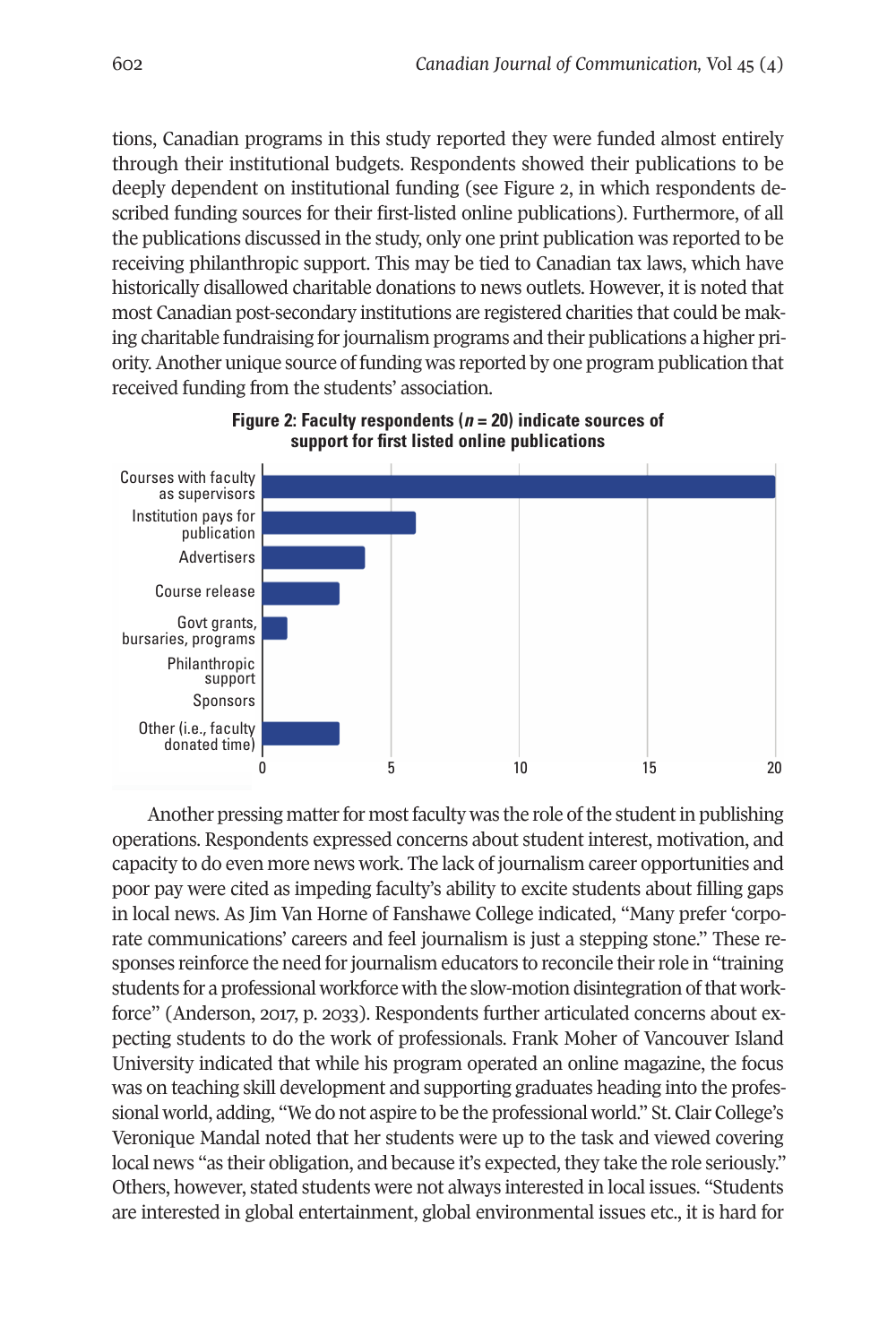tions, Canadian programs in this study reported they were funded almost entirely through their institutional budgets. Respondents showed their publications to be deeply dependent on institutional funding (see Figure 2, in which respondents described funding sources for their first-listed online publications). Furthermore, of all the publications discussed in the study, only one print publication was reported to be receiving philanthropic support. This may be tied to Canadian tax laws, which have historically disallowed charitable donations to news outlets. However, it is noted that most Canadian post-secondary institutions are registered charities that could be making charitable fundraising for journalism programs and their publications a higher priority. Another unique source of funding was reported by one program publication that received funding from the students' association.

**Figure 2: Faculty respondents ($n$ = 20) indicate sources of support for first listed online publications**

| Source | Respondents |
|---|---|
| Courses with faculty as supervisors | 20 |
| Institution pays for publication | 6 |
| Advertisers | 4 |
| Course release | 3 |
| Govt grants, bursaries, programs | 1 |
| Philanthropic support | 0 |
| Sponsors | 0 |
| Other (i.e., faculty donated time) | 3 |

Another pressing matter for most faculty was the role of the student in publishing operations. Respondents expressed concerns about student interest, motivation, and capacity to do even more news work. The lack of journalism career opportunities and poor pay were cited as impeding faculty's ability to excite students about filling gaps in local news. As Jim Van Horne of Fanshawe College indicated, "Many prefer 'corporate communications' careers and feel journalism is just a stepping stone." These responses reinforce the need for journalism educators to reconcile their role in "training students for a professional workforce with the slow-motion disintegration of that workforce" (Anderson, 2017, p. 2033). Respondents further articulated concerns about expecting students to do the work of professionals. Frank Moher of Vancouver Island University indicated that while his program operated an online magazine, the focus was on teaching skill development and supporting graduates heading into the professional world, adding, "We do not aspire to be the professional world." St. Clair College's Veronique Mandal noted that her students were up to the task and viewed covering local news "as their obligation, and because it's expected, they take the role seriously." Others, however, stated students were not always interested in local issues. "Students are interested in global entertainment, global environmental issues etc., it is hard for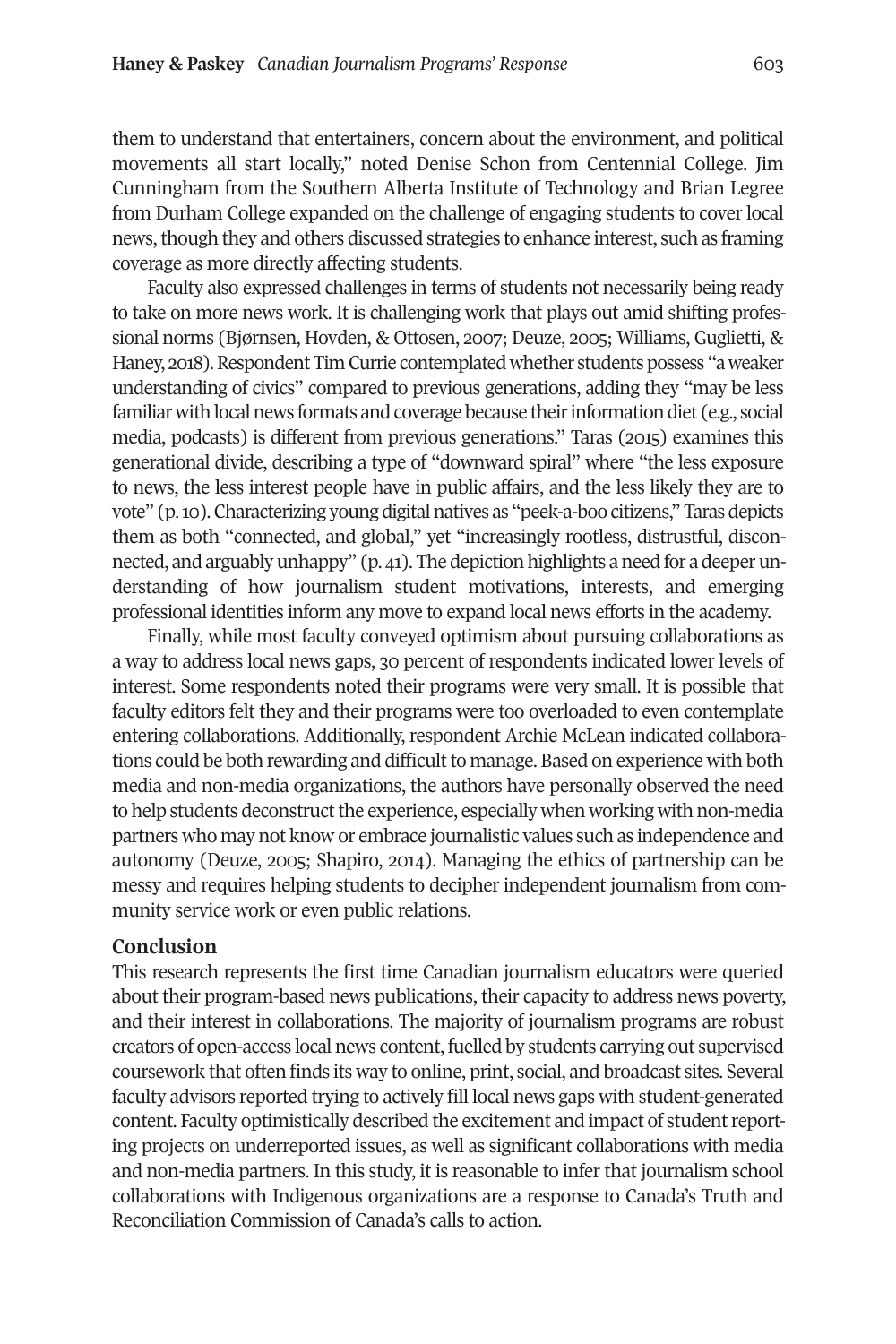them to understand that entertainers, concern about the environment, and political movements all start locally," noted Denise Schon from Centennial College. Jim Cunningham from the Southern Alberta Institute of Technology and Brian Legree from Durham College expanded on the challenge of engaging students to cover local news, though they and others discussed strategies to enhance interest, such as framing coverage as more directly affecting students.

Faculty also expressed challenges in terms of students not necessarily being ready to take on more news work. It is challenging work that plays out amid shifting professional norms (Bjørnsen, Hovden, & Ottosen, 2007; Deuze, 2005; Williams, Guglietti, & Haney, 2018). Respondent Tim Currie contemplated whether students possess "a weaker understanding of civics" compared to previous generations, adding they "may be less familiar with local news formats and coverage because their information diet (e.g., social media, podcasts) is different from previous generations." Taras (2015) examines this generational divide, describing a type of "downward spiral" where "the less exposure to news, the less interest people have in public affairs, and the less likely they are to vote" (p. 10). Characterizing young digital natives as "peek-a-boo citizens," Taras depicts them as both "connected, and global," yet "increasingly rootless, distrustful, disconnected, and arguably unhappy" (p. 41). The depiction highlights a need for a deeper understanding of how journalism student motivations, interests, and emerging professional identities inform any move to expand local news efforts in the academy.

Finally, while most faculty conveyed optimism about pursuing collaborations as a way to address local news gaps, 30 percent of respondents indicated lower levels of interest. Some respondents noted their programs were very small. It is possible that faculty editors felt they and their programs were too overloaded to even contemplate entering collaborations. Additionally, respondent Archie McLean indicated collaborations could be both rewarding and difficult to manage. Based on experience with both media and non-media organizations, the authors have personally observed the need to help students deconstruct the experience, especially when working with non-media partners who may not know or embrace journalistic values such as independence and autonomy (Deuze, 2005; Shapiro, 2014). Managing the ethics of partnership can be messy and requires helping students to decipher independent journalism from community service work or even public relations.

## Conclusion

This research represents the first time Canadian journalism educators were queried about their program-based news publications, their capacity to address news poverty, and their interest in collaborations. The majority of journalism programs are robust creators of open-access local news content, fuelled by students carrying out supervised coursework that often finds its way to online, print, social, and broadcast sites. Several faculty advisors reported trying to actively fill local news gaps with student-generated content. Faculty optimistically described the excitement and impact of student reporting projects on underreported issues, as well as significant collaborations with media and non-media partners. In this study, it is reasonable to infer that journalism school collaborations with Indigenous organizations are a response to Canada's Truth and Reconciliation Commission of Canada's calls to action.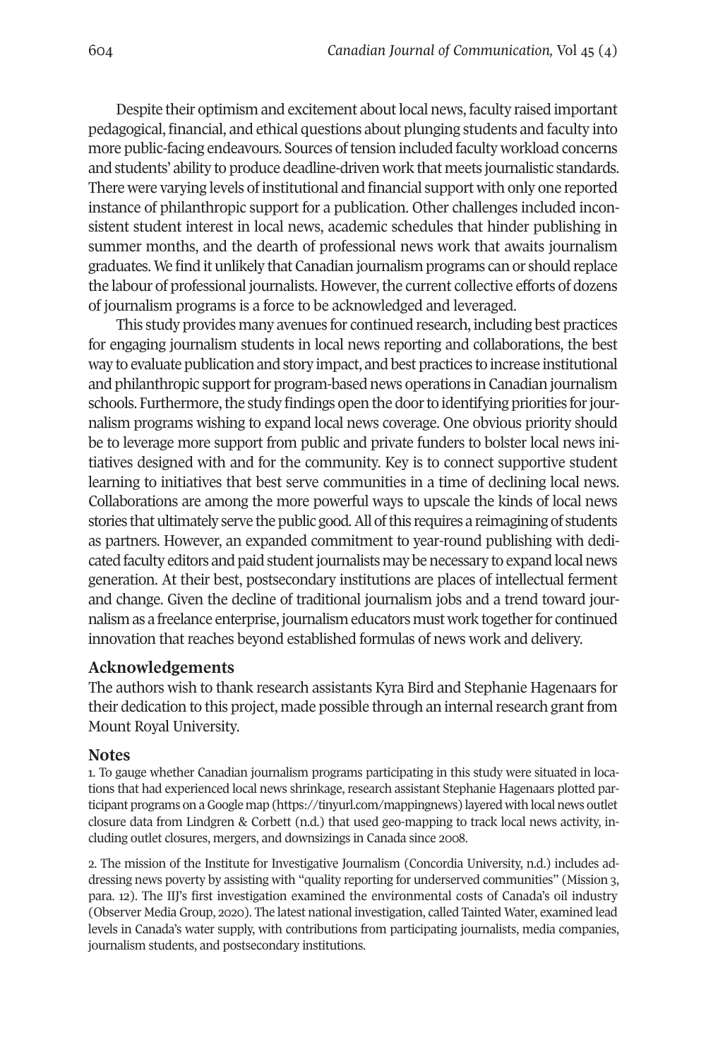Despite their optimism and excitement about local news, faculty raised important pedagogical, financial, and ethical questions about plunging students and faculty into more public-facing endeavours. Sources of tension included faculty workload concerns and students' ability to produce deadline-driven work that meets journalistic standards. There were varying levels of institutional and financial support with only one reported instance of philanthropic support for a publication. Other challenges included inconsistent student interest in local news, academic schedules that hinder publishing in summer months, and the dearth of professional news work that awaits journalism graduates. We find it unlikely that Canadian journalism programs can or should replace the labour of professional journalists. However, the current collective efforts of dozens of journalism programs is a force to be acknowledged and leveraged.

This study provides many avenues for continued research, including best practices for engaging journalism students in local news reporting and collaborations, the best way to evaluate publication and story impact, and best practices to increase institutional and philanthropic support for program-based news operations in Canadian journalism schools. Furthermore, the study findings open the door to identifying priorities for journalism programs wishing to expand local news coverage. One obvious priority should be to leverage more support from public and private funders to bolster local news initiatives designed with and for the community. Key is to connect supportive student learning to initiatives that best serve communities in a time of declining local news. Collaborations are among the more powerful ways to upscale the kinds of local news stories that ultimately serve the public good. All of this requires a reimagining of students as partners. However, an expanded commitment to year-round publishing with dedicated faculty editors and paid student journalists may be necessary to expand local news generation. At their best, postsecondary institutions are places of intellectual ferment and change. Given the decline of traditional journalism jobs and a trend toward journalism as a freelance enterprise, journalism educators must work together for continued innovation that reaches beyond established formulas of news work and delivery.

## Acknowledgements

The authors wish to thank research assistants Kyra Bird and Stephanie Hagenaars for their dedication to this project, made possible through an internal research grant from Mount Royal University.

## Notes

1. To gauge whether Canadian journalism programs participating in this study were situated in locations that had experienced local news shrinkage, research assistant Stephanie Hagenaars plotted participant programs on a Google map (https://tinyurl.com/mappingnews) layered with local news outlet closure data from Lindgren & Corbett (n.d.) that used geo-mapping to track local news activity, including outlet closures, mergers, and downsizings in Canada since 2008.

2. The mission of the Institute for Investigative Journalism (Concordia University, n.d.) includes addressing news poverty by assisting with "quality reporting for underserved communities" (Mission 3, para. 12). The IIJ's first investigation examined the environmental costs of Canada's oil industry (Observer Media Group, 2020). The latest national investigation, called Tainted Water, examined lead levels in Canada's water supply, with contributions from participating journalists, media companies, journalism students, and postsecondary institutions.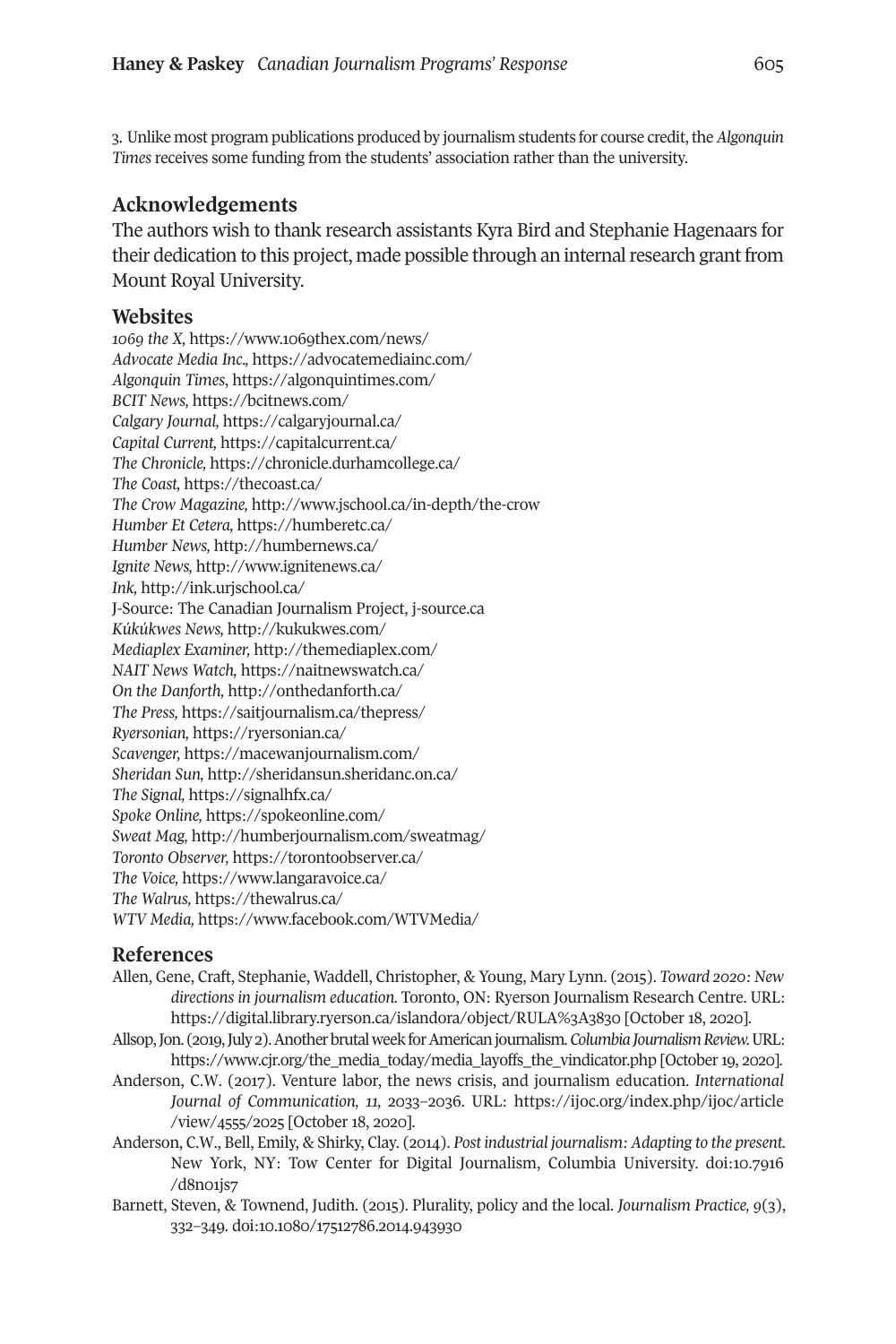3. Unlike most program publications produced by journalism students for course credit, the *Algonquin Times* receives some funding from the students' association rather than the university.

## Acknowledgements

The authors wish to thank research assistants Kyra Bird and Stephanie Hagenaars for their dedication to this project, made possible through an internal research grant from Mount Royal University.

## Websites

*1069 the X*, https://www.1069thex.com/news/
*Advocate Media Inc.*, https://advocatemediainc.com/
*Algonquin Times*, https://algonquintimes.com/
*BCIT News*, https://bcitnews.com/
*Calgary Journal*, https://calgaryjournal.ca/
*Capital Current*, https://capitalcurrent.ca/
*The Chronicle*, https://chronicle.durhamcollege.ca/
*The Coast*, https://thecoast.ca/
*The Crow Magazine*, http://www.jschool.ca/in-depth/the-crow
*Humber Et Cetera*, https://humberetc.ca/
*Humber News*, http://humbernews.ca/
*Ignite News*, http://www.ignitenews.ca/
*Ink*, http://ink.urjschool.ca/
J-Source: The Canadian Journalism Project, j-source.ca
*Kúkúkwes News*, http://kukukwes.com/
*Mediaplex Examiner*, http://themediaplex.com/
*NAIT News Watch*, https://naitnewswatch.ca/
*On the Danforth*, http://onthedanforth.ca/
*The Press*, https://saitjournalism.ca/thepress/
*Ryersonian*, https://ryersonian.ca/
*Scavenger*, https://macewanjournalism.com/
*Sheridan Sun*, http://sheridansun.sheridanc.on.ca/
*The Signal*, https://signalhfx.ca/
*Spoke Online*, https://spokeonline.com/
*Sweat Mag*, http://humberjournalism.com/sweatmag/
*Toronto Observer*, https://torontoobserver.ca/
*The Voice*, https://www.langaravoice.ca/
*The Walrus*, https://thewalrus.ca/
*WTV Media*, https://www.facebook.com/WTVMedia/

## References

Allen, Gene, Craft, Stephanie, Waddell, Christopher, & Young, Mary Lynn. (2015). *Toward 2020: New directions in journalism education.* Toronto, ON: Ryerson Journalism Research Centre. URL: https://digital.library.ryerson.ca/islandora/object/RULA%3A3830 [October 18, 2020].

Allsop, Jon. (2019, July 2). Another brutal week for American journalism. *Columbia Journalism Review.* URL: https://www.cjr.org/the_media_today/media_layoffs_the_vindicator.php [October 19, 2020].

Anderson, C.W. (2017). Venture labor, the news crisis, and journalism education. *International Journal of Communication, 11,* 2033–2036. URL: https://ijoc.org/index.php/ijoc/article/view/4555/2025 [October 18, 2020].

Anderson, C.W., Bell, Emily, & Shirky, Clay. (2014). *Post industrial journalism: Adapting to the present.* New York, NY: Tow Center for Digital Journalism, Columbia University. doi:10.7916/d8n01js7

Barnett, Steven, & Townend, Judith. (2015). Plurality, policy and the local. *Journalism Practice, 9*(3), 332–349. doi:10.1080/17512786.2014.943930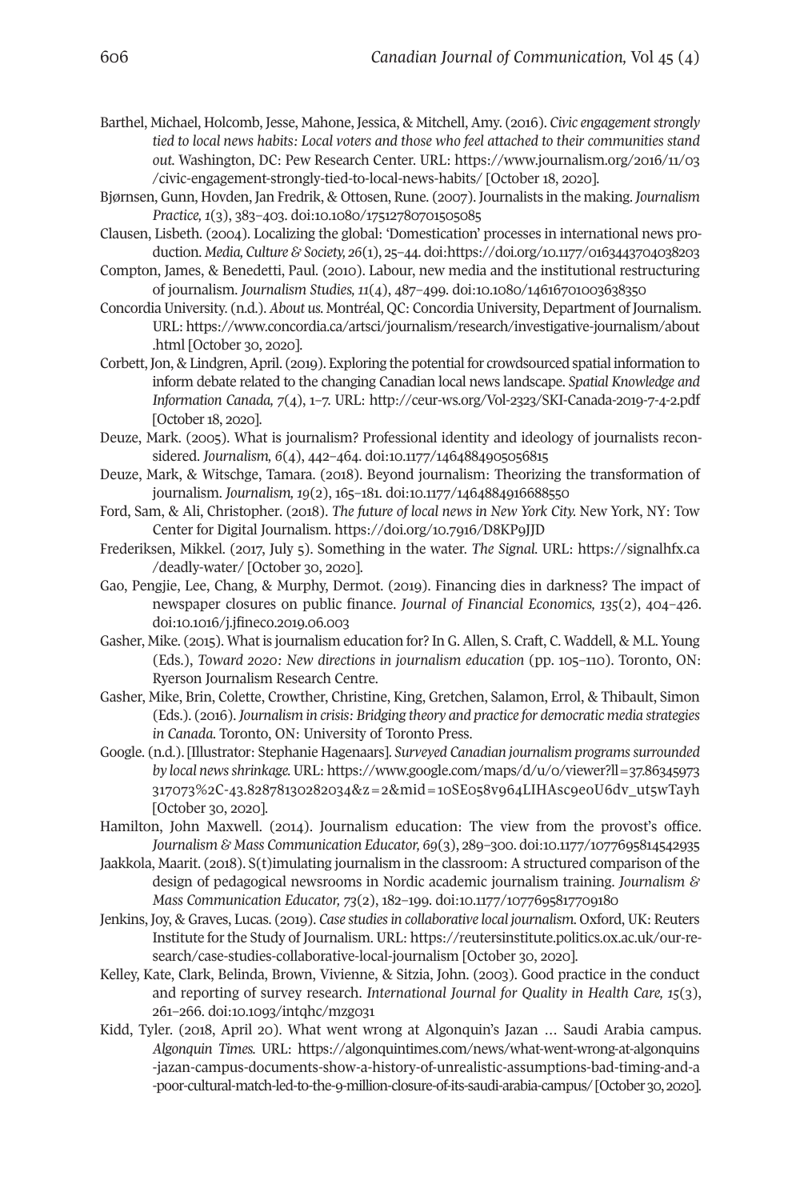Barthel, Michael, Holcomb, Jesse, Mahone, Jessica, & Mitchell, Amy. (2016). *Civic engagement strongly tied to local news habits: Local voters and those who feel attached to their communities stand out.* Washington, DC: Pew Research Center. URL: https://www.journalism.org/2016/11/03/civic-engagement-strongly-tied-to-local-news-habits/ [October 18, 2020].

Bjørnsen, Gunn, Hovden, Jan Fredrik, & Ottosen, Rune. (2007). Journalists in the making. *Journalism Practice, 1*(3), 383–403. doi:10.1080/17512780701505085

Clausen, Lisbeth. (2004). Localizing the global: 'Domestication' processes in international news production. *Media, Culture & Society, 26*(1), 25–44. doi:https://doi.org/10.1177/0163443704038203

Compton, James, & Benedetti, Paul. (2010). Labour, new media and the institutional restructuring of journalism. *Journalism Studies, 11*(4), 487–499. doi:10.1080/14616701003638350

Concordia University. (n.d.). *About us.* Montréal, QC: Concordia University, Department of Journalism. URL: https://www.concordia.ca/artsci/journalism/research/investigative-journalism/about.html [October 30, 2020].

Corbett, Jon, & Lindgren, April. (2019). Exploring the potential for crowdsourced spatial information to inform debate related to the changing Canadian local news landscape. *Spatial Knowledge and Information Canada, 7*(4), 1–7. URL: http://ceur-ws.org/Vol-2323/SKI-Canada-2019-7-4-2.pdf [October 18, 2020].

Deuze, Mark. (2005). What is journalism? Professional identity and ideology of journalists reconsidered. *Journalism, 6*(4), 442–464. doi:10.1177/1464884905056815

Deuze, Mark, & Witschge, Tamara. (2018). Beyond journalism: Theorizing the transformation of journalism. *Journalism, 19*(2), 165–181. doi:10.1177/1464884916688550

Ford, Sam, & Ali, Christopher. (2018). *The future of local news in New York City.* New York, NY: Tow Center for Digital Journalism. https://doi.org/10.7916/D8KP9JJD

Frederiksen, Mikkel. (2017, July 5). Something in the water. *The Signal.* URL: https://signalhfx.ca/deadly-water/ [October 30, 2020].

Gao, Pengjie, Lee, Chang, & Murphy, Dermot. (2019). Financing dies in darkness? The impact of newspaper closures on public finance. *Journal of Financial Economics, 135*(2), 404–426. doi:10.1016/j.jfineco.2019.06.003

Gasher, Mike. (2015). What is journalism education for? In G. Allen, S. Craft, C. Waddell, & M.L. Young (Eds.), *Toward 2020: New directions in journalism education* (pp. 105–110). Toronto, ON: Ryerson Journalism Research Centre.

Gasher, Mike, Brin, Colette, Crowther, Christine, King, Gretchen, Salamon, Errol, & Thibault, Simon (Eds.). (2016). *Journalism in crisis: Bridging theory and practice for democratic media strategies in Canada.* Toronto, ON: University of Toronto Press.

Google. (n.d.). [Illustrator: Stephanie Hagenaars]. *Surveyed Canadian journalism programs surrounded by local news shrinkage.* URL: https://www.google.com/maps/d/u/0/viewer?ll=37.86345973317073%2C-43.82878130282034&z=2&mid=10SE058v964LIHAsc9e0U6dv_ut5wTayh [October 30, 2020].

Hamilton, John Maxwell. (2014). Journalism education: The view from the provost's office. *Journalism & Mass Communication Educator, 69*(3), 289–300. doi:10.1177/1077695814542935

Jaakkola, Maarit. (2018). S(t)imulating journalism in the classroom: A structured comparison of the design of pedagogical newsrooms in Nordic academic journalism training. *Journalism & Mass Communication Educator, 73*(2), 182–199. doi:10.1177/1077695817709180

Jenkins, Joy, & Graves, Lucas. (2019). *Case studies in collaborative local journalism.* Oxford, UK: Reuters Institute for the Study of Journalism. URL: https://reutersinstitute.politics.ox.ac.uk/our-research/case-studies-collaborative-local-journalism [October 30, 2020].

Kelley, Kate, Clark, Belinda, Brown, Vivienne, & Sitzia, John. (2003). Good practice in the conduct and reporting of survey research. *International Journal for Quality in Health Care, 15*(3), 261–266. doi:10.1093/intqhc/mzg031

Kidd, Tyler. (2018, April 20). What went wrong at Algonquin's Jazan … Saudi Arabia campus. *Algonquin Times.* URL: https://algonquintimes.com/news/what-went-wrong-at-algonquins-jazan-campus-documents-show-a-history-of-unrealistic-assumptions-bad-timing-and-a-poor-cultural-match-led-to-the-9-million-closure-of-its-saudi-arabia-campus/ [October 30, 2020].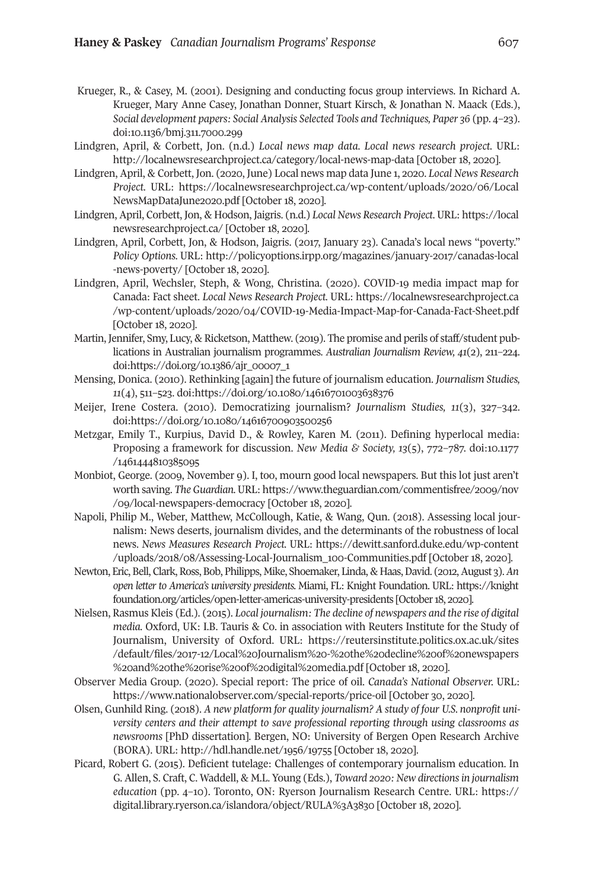Krueger, R., & Casey, M. (2001). Designing and conducting focus group interviews. In Richard A. Krueger, Mary Anne Casey, Jonathan Donner, Stuart Kirsch, & Jonathan N. Maack (Eds.), *Social development papers: Social Analysis Selected Tools and Techniques, Paper 36* (pp. 4–23). doi:10.1136/bmj.311.7000.299

Lindgren, April, & Corbett, Jon. (n.d.) *Local news map data. Local news research project*. URL: http://localnewsresearchproject.ca/category/local-news-map-data [October 18, 2020].

Lindgren, April, & Corbett, Jon. (2020, June) Local news map data June 1, 2020. *Local News Research Project*. URL: https://localnewsresearchproject.ca/wp-content/uploads/2020/06/LocalNewsMapDataJune2020.pdf [October 18, 2020].

Lindgren, April, Corbett, Jon, & Hodson, Jaigris. (n.d.) *Local News Research Project*. URL: https://localnewsresearchproject.ca/ [October 18, 2020].

Lindgren, April, Corbett, Jon, & Hodson, Jaigris. (2017, January 23). Canada's local news "poverty." *Policy Options*. URL: http://policyoptions.irpp.org/magazines/january-2017/canadas-local-news-poverty/ [October 18, 2020].

Lindgren, April, Wechsler, Steph, & Wong, Christina. (2020). COVID-19 media impact map for Canada: Fact sheet. *Local News Research Project*. URL: https://localnewsresearchproject.ca/wp-content/uploads/2020/04/COVID-19-Media-Impact-Map-for-Canada-Fact-Sheet.pdf [October 18, 2020].

Martin, Jennifer, Smy, Lucy, & Ricketson, Matthew. (2019). The promise and perils of staff/student publications in Australian journalism programmes. *Australian Journalism Review, 41*(2), 211–224. doi:https://doi.org/10.1386/ajr_00007_1

Mensing, Donica. (2010). Rethinking [again] the future of journalism education. *Journalism Studies, 11*(4), 511–523. doi:https://doi.org/10.1080/14616701003638376

Meijer, Irene Costera. (2010). Democratizing journalism? *Journalism Studies, 11*(3), 327–342. doi:https://doi.org/10.1080/14616700903500256

Metzgar, Emily T., Kurpius, David D., & Rowley, Karen M. (2011). Defining hyperlocal media: Proposing a framework for discussion. *New Media & Society, 13*(5), 772–787. doi:10.1177/1461444810385095

Monbiot, George. (2009, November 9). I, too, mourn good local newspapers. But this lot just aren't worth saving. *The Guardian*. URL: https://www.theguardian.com/commentisfree/2009/nov/09/local-newspapers-democracy [October 18, 2020].

Napoli, Philip M., Weber, Matthew, McCollough, Katie, & Wang, Qun. (2018). Assessing local journalism: News deserts, journalism divides, and the determinants of the robustness of local news. *News Measures Research Project*. URL: https://dewitt.sanford.duke.edu/wp-content/uploads/2018/08/Assessing-Local-Journalism_100-Communities.pdf [October 18, 2020].

Newton, Eric, Bell, Clark, Ross, Bob, Philipps, Mike, Shoemaker, Linda, & Haas, David. (2012, August 3). *An open letter to America's university presidents*. Miami, FL: Knight Foundation. URL: https://knightfoundation.org/articles/open-letter-americas-university-presidents [October 18, 2020].

Nielsen, Rasmus Kleis (Ed.). (2015). *Local journalism: The decline of newspapers and the rise of digital media*. Oxford, UK: I.B. Tauris & Co. in association with Reuters Institute for the Study of Journalism, University of Oxford. URL: https://reutersinstitute.politics.ox.ac.uk/sites/default/files/2017-12/Local%20Journalism%20-%20the%20decline%20of%20newspapers%20and%20the%20rise%20of%20digital%20media.pdf [October 18, 2020].

Observer Media Group. (2020). Special report: The price of oil. *Canada's National Observer*. URL: https://www.nationalobserver.com/special-reports/price-oil [October 30, 2020].

Olsen, Gunhild Ring. (2018). *A new platform for quality journalism? A study of four U.S. nonprofit university centers and their attempt to save professional reporting through using classrooms as newsrooms* [PhD dissertation]. Bergen, NO: University of Bergen Open Research Archive (BORA). URL: http://hdl.handle.net/1956/19755 [October 18, 2020].

Picard, Robert G. (2015). Deficient tutelage: Challenges of contemporary journalism education. In G. Allen, S. Craft, C. Waddell, & M.L. Young (Eds.), *Toward 2020: New directions in journalism education* (pp. 4–10). Toronto, ON: Ryerson Journalism Research Centre. URL: https://digital.library.ryerson.ca/islandora/object/RULA%3A3830 [October 18, 2020].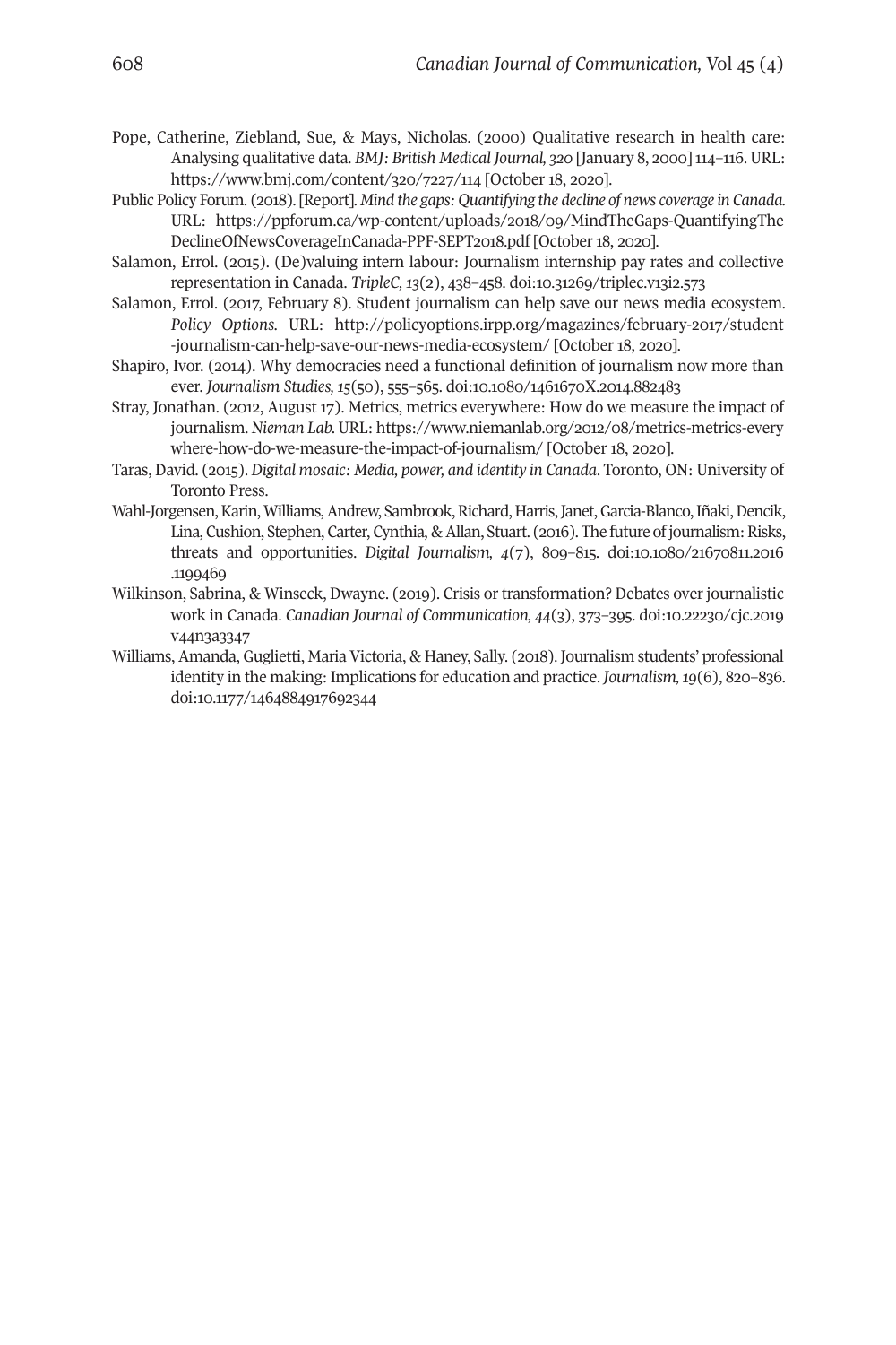Pope, Catherine, Ziebland, Sue, & Mays, Nicholas. (2000) Qualitative research in health care: Analysing qualitative data. *BMJ: British Medical Journal, 320* [January 8, 2000] 114–116. URL: https://www.bmj.com/content/320/7227/114 [October 18, 2020].

Public Policy Forum. (2018). [Report]. *Mind the gaps: Quantifying the decline of news coverage in Canada.* URL: https://ppforum.ca/wp-content/uploads/2018/09/MindTheGaps-QuantifyingTheDeclineOfNewsCoverageInCanada-PPF-SEPT2018.pdf [October 18, 2020].

Salamon, Errol. (2015). (De)valuing intern labour: Journalism internship pay rates and collective representation in Canada. *TripleC, 13*(2), 438–458. doi:10.31269/triplec.v13i2.573

Salamon, Errol. (2017, February 8). Student journalism can help save our news media ecosystem. *Policy Options.* URL: http://policyoptions.irpp.org/magazines/february-2017/student-journalism-can-help-save-our-news-media-ecosystem/ [October 18, 2020].

Shapiro, Ivor. (2014). Why democracies need a functional definition of journalism now more than ever. *Journalism Studies, 15*(50), 555–565. doi:10.1080/1461670X.2014.882483

Stray, Jonathan. (2012, August 17). Metrics, metrics everywhere: How do we measure the impact of journalism. *Nieman Lab.* URL: https://www.niemanlab.org/2012/08/metrics-metrics-everywhere-how-do-we-measure-the-impact-of-journalism/ [October 18, 2020].

Taras, David. (2015). *Digital mosaic: Media, power, and identity in Canada*. Toronto, ON: University of Toronto Press.

Wahl-Jorgensen, Karin, Williams, Andrew, Sambrook, Richard, Harris, Janet, Garcia-Blanco, Iñaki, Dencik, Lina, Cushion, Stephen, Carter, Cynthia, & Allan, Stuart. (2016). The future of journalism: Risks, threats and opportunities. *Digital Journalism, 4*(7), 809–815. doi:10.1080/21670811.2016.1199469

Wilkinson, Sabrina, & Winseck, Dwayne. (2019). Crisis or transformation? Debates over journalistic work in Canada. *Canadian Journal of Communication, 44*(3), 373–395. doi:10.22230/cjc.2019v44n3a3347

Williams, Amanda, Guglietti, Maria Victoria, & Haney, Sally. (2018). Journalism students' professional identity in the making: Implications for education and practice. *Journalism, 19*(6), 820–836. doi:10.1177/1464884917692344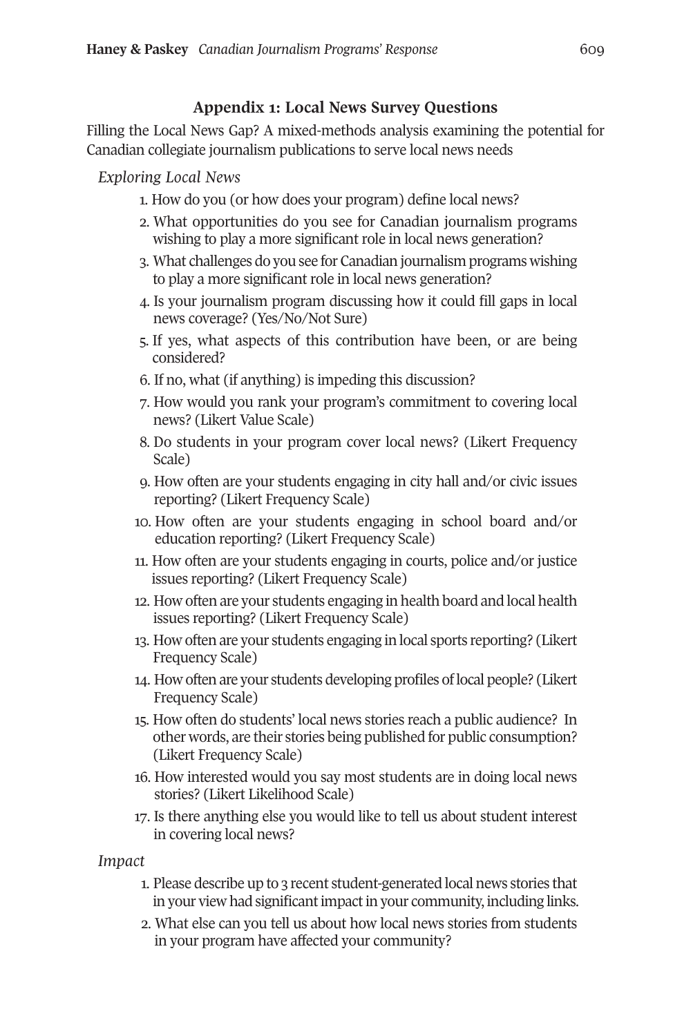## Appendix 1: Local News Survey Questions

Filling the Local News Gap? A mixed-methods analysis examining the potential for Canadian collegiate journalism publications to serve local news needs

*Exploring Local News*

1. How do you (or how does your program) define local news?
2. What opportunities do you see for Canadian journalism programs wishing to play a more significant role in local news generation?
3. What challenges do you see for Canadian journalism programs wishing to play a more significant role in local news generation?
4. Is your journalism program discussing how it could fill gaps in local news coverage? (Yes/No/Not Sure)
5. If yes, what aspects of this contribution have been, or are being considered?
6. If no, what (if anything) is impeding this discussion?
7. How would you rank your program's commitment to covering local news? (Likert Value Scale)
8. Do students in your program cover local news? (Likert Frequency Scale)
9. How often are your students engaging in city hall and/or civic issues reporting? (Likert Frequency Scale)
10. How often are your students engaging in school board and/or education reporting? (Likert Frequency Scale)
11. How often are your students engaging in courts, police and/or justice issues reporting? (Likert Frequency Scale)
12. How often are your students engaging in health board and local health issues reporting? (Likert Frequency Scale)
13. How often are your students engaging in local sports reporting? (Likert Frequency Scale)
14. How often are your students developing profiles of local people? (Likert Frequency Scale)
15. How often do students' local news stories reach a public audience? In other words, are their stories being published for public consumption? (Likert Frequency Scale)
16. How interested would you say most students are in doing local news stories? (Likert Likelihood Scale)
17. Is there anything else you would like to tell us about student interest in covering local news?

*Impact*

1. Please describe up to 3 recent student-generated local news stories that in your view had significant impact in your community, including links.
2. What else can you tell us about how local news stories from students in your program have affected your community?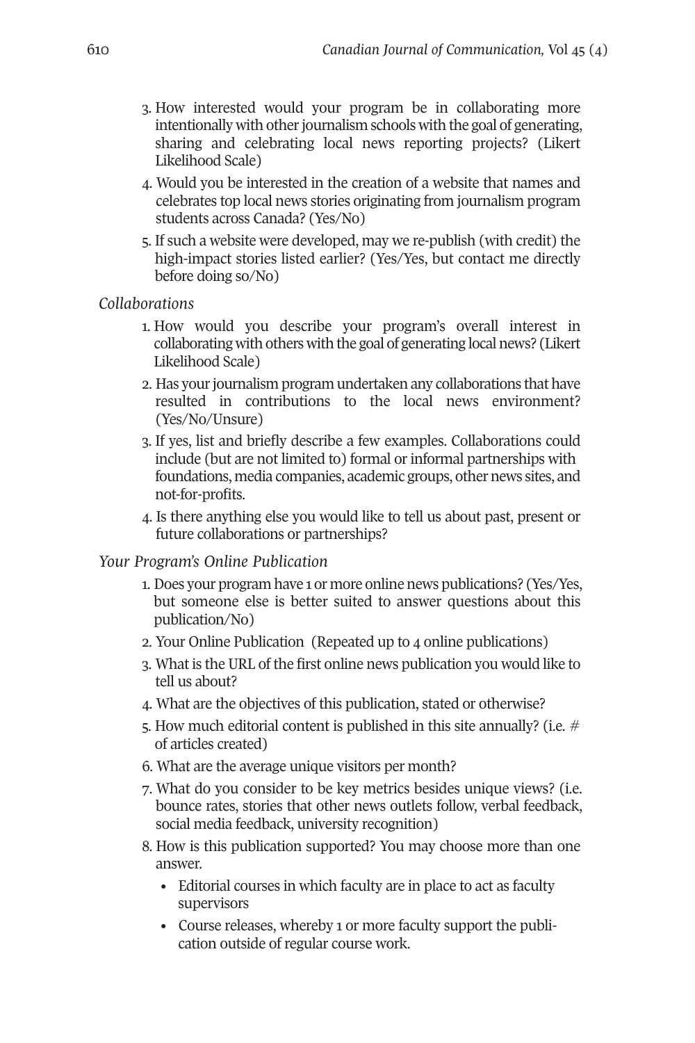3. How interested would your program be in collaborating more intentionally with other journalism schools with the goal of generating, sharing and celebrating local news reporting projects? (Likert Likelihood Scale)
4. Would you be interested in the creation of a website that names and celebrates top local news stories originating from journalism program students across Canada? (Yes/No)
5. If such a website were developed, may we re-publish (with credit) the high-impact stories listed earlier? (Yes/Yes, but contact me directly before doing so/No)

*Collaborations*

1. How would you describe your program's overall interest in collaborating with others with the goal of generating local news? (Likert Likelihood Scale)
2. Has your journalism program undertaken any collaborations that have resulted in contributions to the local news environment? (Yes/No/Unsure)
3. If yes, list and briefly describe a few examples. Collaborations could include (but are not limited to) formal or informal partnerships with foundations, media companies, academic groups, other news sites, and not-for-profits.
4. Is there anything else you would like to tell us about past, present or future collaborations or partnerships?

*Your Program's Online Publication*

1. Does your program have 1 or more online news publications? (Yes/Yes, but someone else is better suited to answer questions about this publication/No)
2. Your Online Publication (Repeated up to 4 online publications)
3. What is the URL of the first online news publication you would like to tell us about?
4. What are the objectives of this publication, stated or otherwise?
5. How much editorial content is published in this site annually? (i.e. # of articles created)
6. What are the average unique visitors per month?
7. What do you consider to be key metrics besides unique views? (i.e. bounce rates, stories that other news outlets follow, verbal feedback, social media feedback, university recognition)
8. How is this publication supported? You may choose more than one answer.
   - Editorial courses in which faculty are in place to act as faculty supervisors
   - Course releases, whereby 1 or more faculty support the publication outside of regular course work.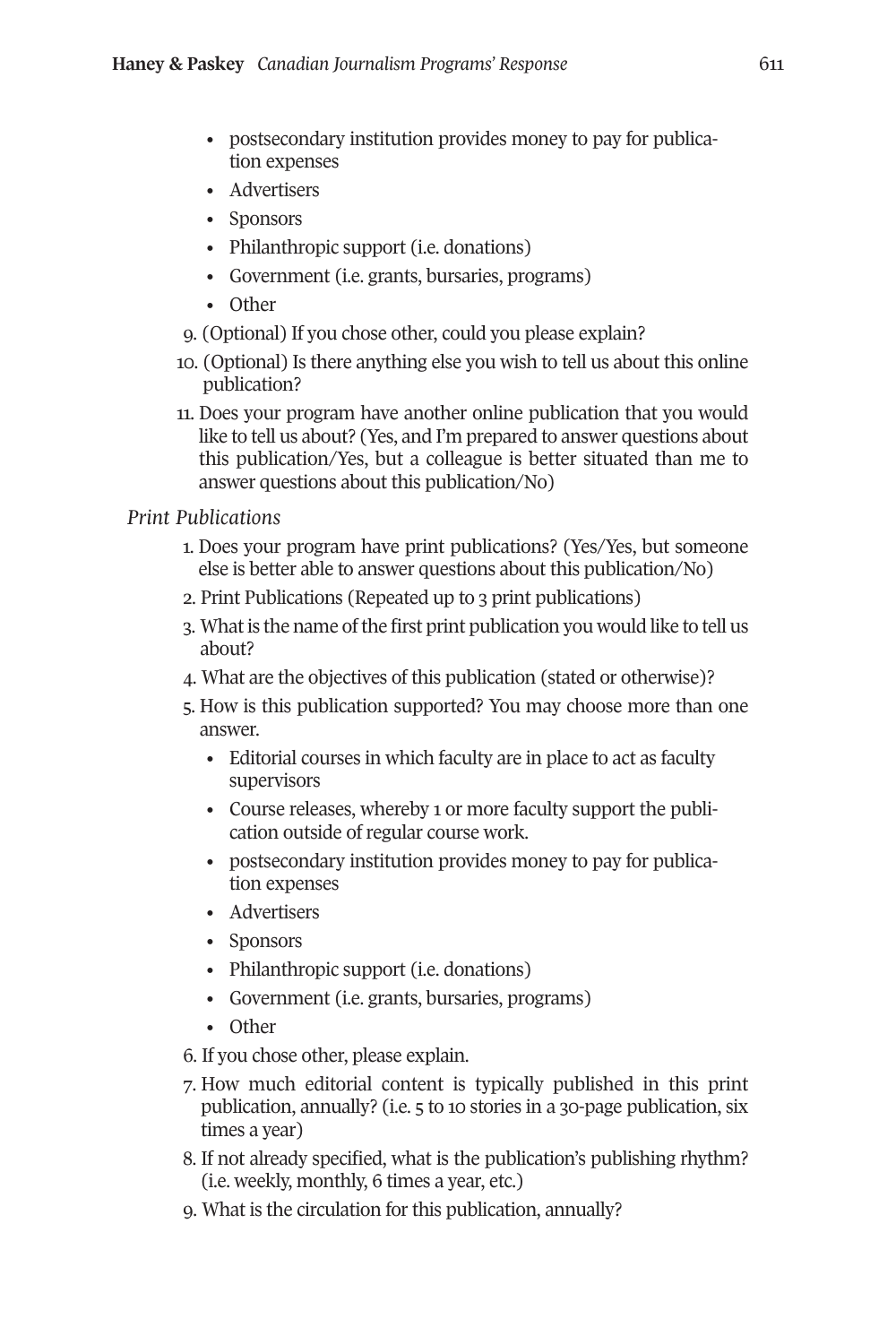- postsecondary institution provides money to pay for publication expenses
- Advertisers
- Sponsors
- Philanthropic support (i.e. donations)
- Government (i.e. grants, bursaries, programs)
- Other

9. (Optional) If you chose other, could you please explain?
10. (Optional) Is there anything else you wish to tell us about this online publication?
11. Does your program have another online publication that you would like to tell us about? (Yes, and I'm prepared to answer questions about this publication/Yes, but a colleague is better situated than me to answer questions about this publication/No)

*Print Publications*

1. Does your program have print publications? (Yes/Yes, but someone else is better able to answer questions about this publication/No)
2. Print Publications (Repeated up to 3 print publications)
3. What is the name of the first print publication you would like to tell us about?
4. What are the objectives of this publication (stated or otherwise)?
5. How is this publication supported? You may choose more than one answer.
   - Editorial courses in which faculty are in place to act as faculty supervisors
   - Course releases, whereby 1 or more faculty support the publication outside of regular course work.
   - postsecondary institution provides money to pay for publication expenses
   - Advertisers
   - Sponsors
   - Philanthropic support (i.e. donations)
   - Government (i.e. grants, bursaries, programs)
   - Other
6. If you chose other, please explain.
7. How much editorial content is typically published in this print publication, annually? (i.e. 5 to 10 stories in a 30-page publication, six times a year)
8. If not already specified, what is the publication's publishing rhythm? (i.e. weekly, monthly, 6 times a year, etc.)
9. What is the circulation for this publication, annually?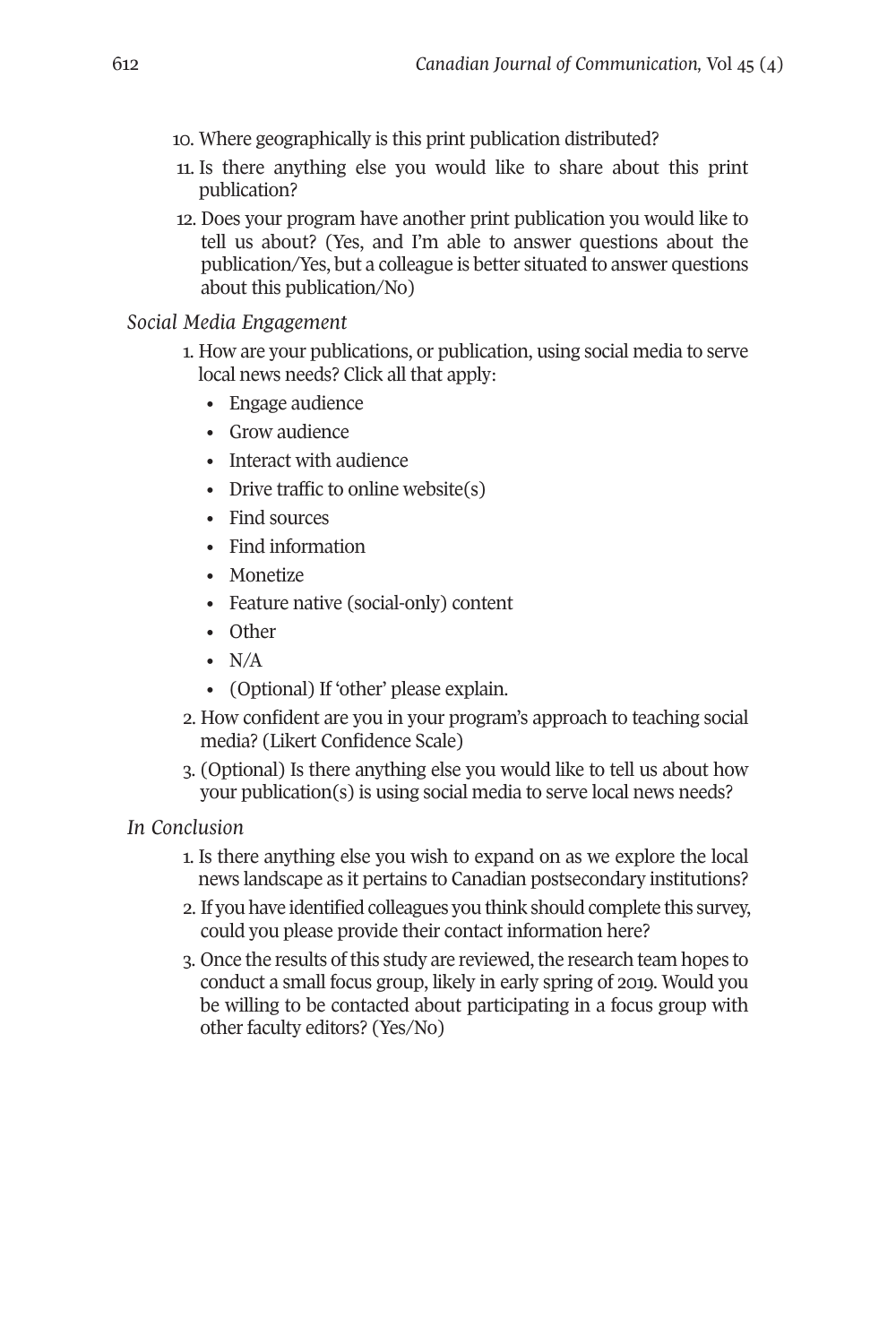10. Where geographically is this print publication distributed?
11. Is there anything else you would like to share about this print publication?
12. Does your program have another print publication you would like to tell us about? (Yes, and I'm able to answer questions about the publication/Yes, but a colleague is better situated to answer questions about this publication/No)

*Social Media Engagement*

1. How are your publications, or publication, using social media to serve local news needs? Click all that apply:
   - Engage audience
   - Grow audience
   - Interact with audience
   - Drive traffic to online website(s)
   - Find sources
   - Find information
   - Monetize
   - Feature native (social-only) content
   - Other
   - N/A
   - (Optional) If 'other' please explain.
2. How confident are you in your program's approach to teaching social media? (Likert Confidence Scale)
3. (Optional) Is there anything else you would like to tell us about how your publication(s) is using social media to serve local news needs?

*In Conclusion*

1. Is there anything else you wish to expand on as we explore the local news landscape as it pertains to Canadian postsecondary institutions?
2. If you have identified colleagues you think should complete this survey, could you please provide their contact information here?
3. Once the results of this study are reviewed, the research team hopes to conduct a small focus group, likely in early spring of 2019. Would you be willing to be contacted about participating in a focus group with other faculty editors? (Yes/No)